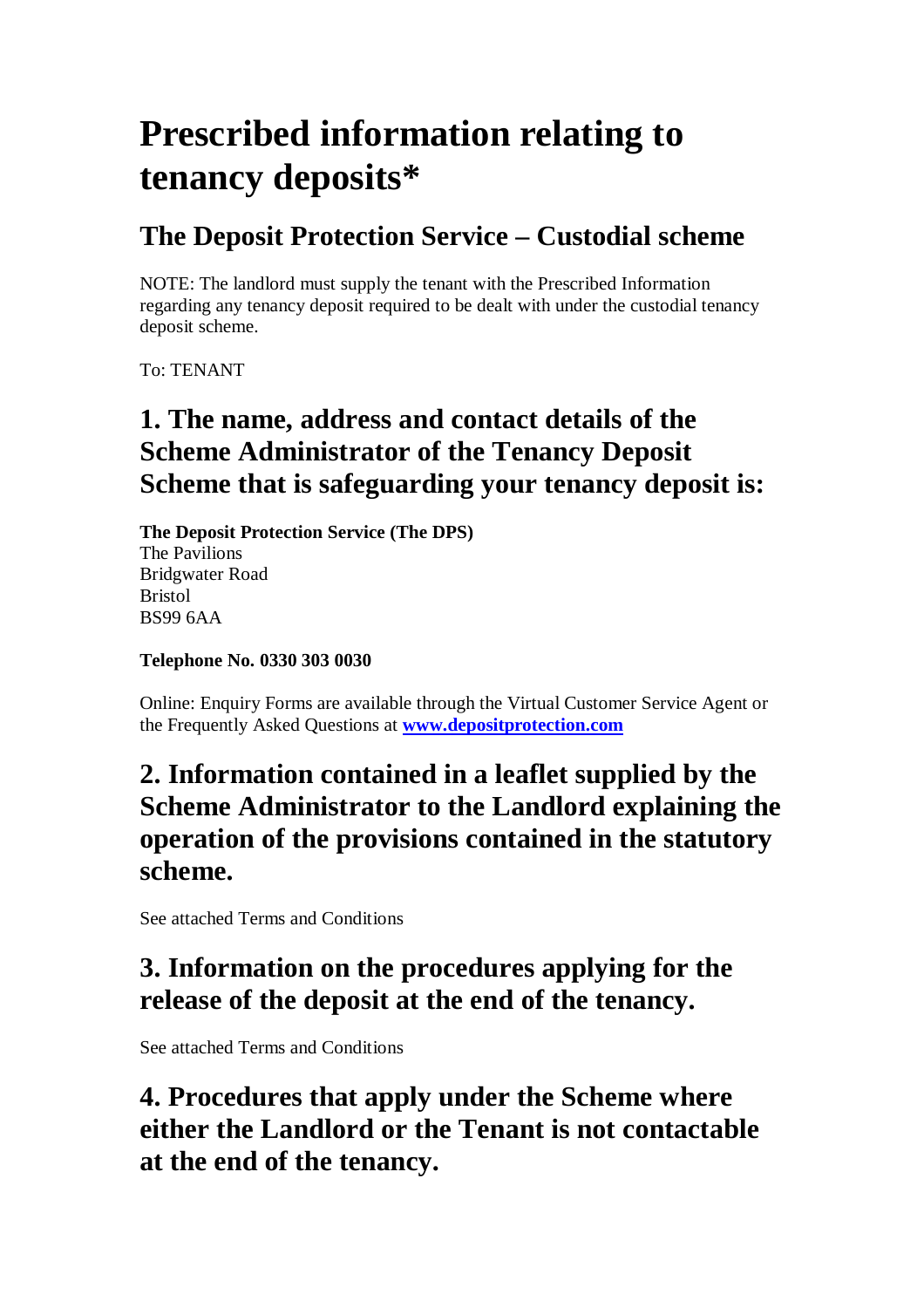# Prescribed information relating to tenancy deposits*

## The Deposit Protection Service – Custodial scheme

NOTE: The landlord must supply the tenant with the Prescribed Information regarding any tenancy deposit required to be dealt with under the custodial tenancy deposit scheme.

To: TENANT

## 1. The name, address and contact details of the Scheme Administrator of the Tenancy Deposit Scheme that is safeguarding your tenancy deposit is:

**The Deposit Protection Service (The DPS)**
The Pavilions
Bridgwater Road
Bristol
BS99 6AA

**Telephone No. 0330 303 0030**

Online: Enquiry Forms are available through the Virtual Customer Service Agent or the Frequently Asked Questions at **[www.depositprotection.com](http://www.depositprotection.com)**

## 2. Information contained in a leaflet supplied by the Scheme Administrator to the Landlord explaining the operation of the provisions contained in the statutory scheme.

See attached Terms and Conditions

## 3. Information on the procedures applying for the release of the deposit at the end of the tenancy.

See attached Terms and Conditions

## 4. Procedures that apply under the Scheme where either the Landlord or the Tenant is not contactable at the end of the tenancy.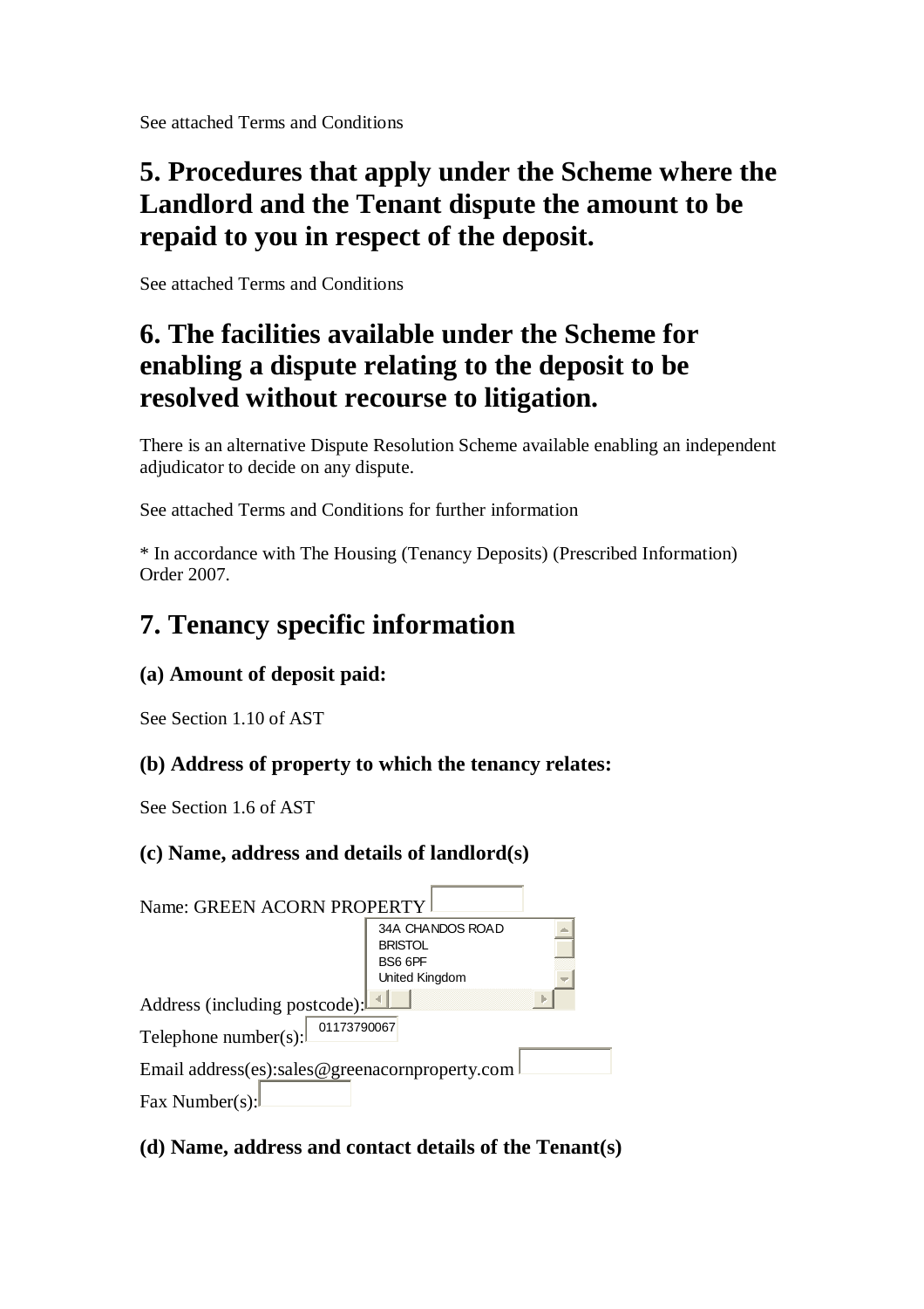See attached Terms and Conditions

## 5. Procedures that apply under the Scheme where the Landlord and the Tenant dispute the amount to be repaid to you in respect of the deposit.

See attached Terms and Conditions

## 6. The facilities available under the Scheme for enabling a dispute relating to the deposit to be resolved without recourse to litigation.

There is an alternative Dispute Resolution Scheme available enabling an independent adjudicator to decide on any dispute.

See attached Terms and Conditions for further information

* In accordance with The Housing (Tenancy Deposits) (Prescribed Information) Order 2007.

## 7. Tenancy specific information

### (a) Amount of deposit paid:

See Section 1.10 of AST

### (b) Address of property to which the tenancy relates:

See Section 1.6 of AST

### (c) Name, address and details of landlord(s)

Name: GREEN ACORN PROPERTY

Address (including postcode): 34A CHANDOS ROAD
BRISTOL
BS6 6PF
United Kingdom

Telephone number(s): 01173790067

Email address(es):sales@greenacornproperty.com

Fax Number(s):

### (d) Name, address and contact details of the Tenant(s)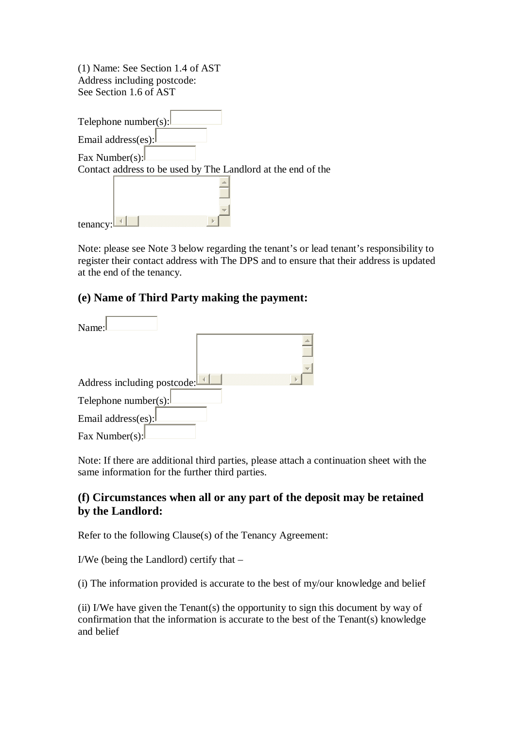(1) Name: See Section 1.4 of AST
Address including postcode:
See Section 1.6 of AST

Telephone number(s):

Email address(es):

Fax Number(s):

Contact address to be used by The Landlord at the end of the tenancy:

Note: please see Note 3 below regarding the tenant's or lead tenant's responsibility to register their contact address with The DPS and to ensure that their address is updated at the end of the tenancy.

### (e) Name of Third Party making the payment:

Name:

Address including postcode:

Telephone number(s):

Email address(es):

Fax Number(s):

Note: If there are additional third parties, please attach a continuation sheet with the same information for the further third parties.

### (f) Circumstances when all or any part of the deposit may be retained by the Landlord:

Refer to the following Clause(s) of the Tenancy Agreement:

I/We (being the Landlord) certify that –

(i) The information provided is accurate to the best of my/our knowledge and belief

(ii) I/We have given the Tenant(s) the opportunity to sign this document by way of confirmation that the information is accurate to the best of the Tenant(s) knowledge and belief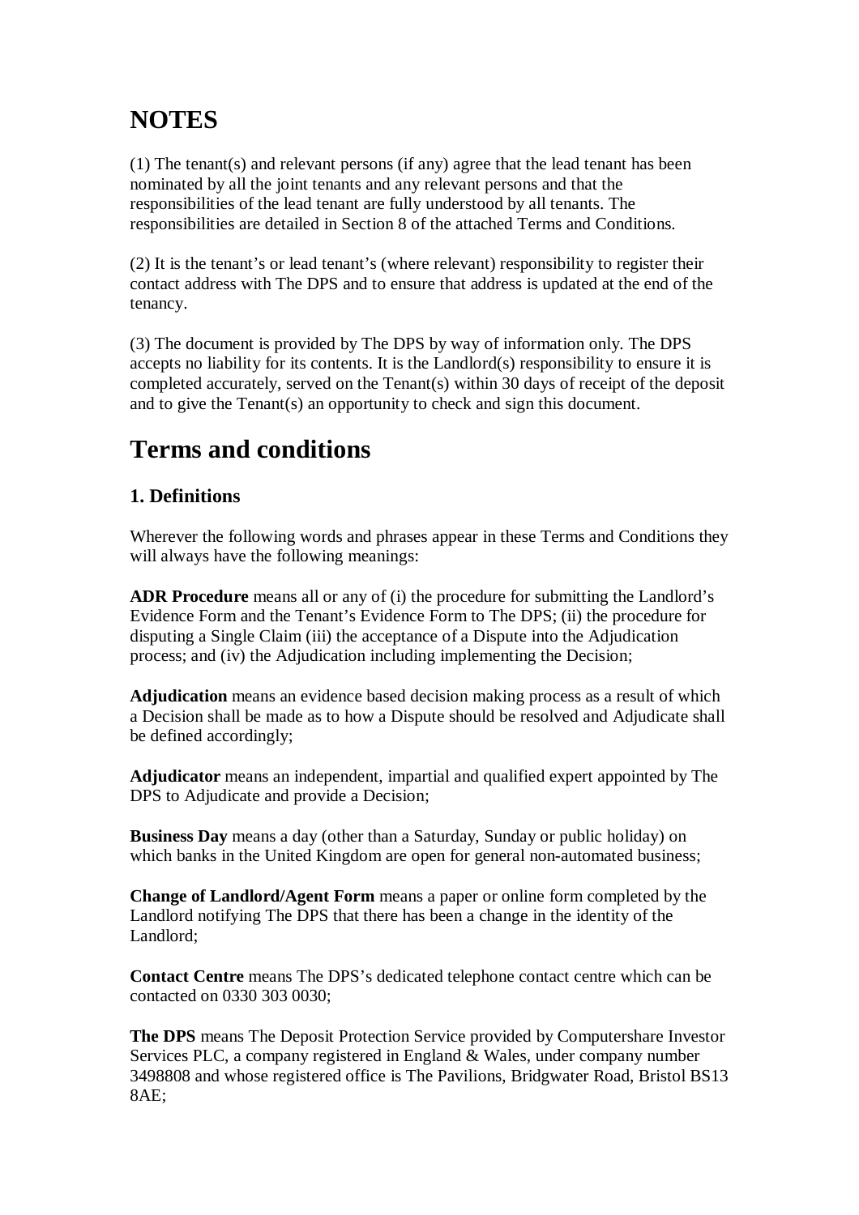# NOTES

(1) The tenant(s) and relevant persons (if any) agree that the lead tenant has been nominated by all the joint tenants and any relevant persons and that the responsibilities of the lead tenant are fully understood by all tenants. The responsibilities are detailed in Section 8 of the attached Terms and Conditions.

(2) It is the tenant's or lead tenant's (where relevant) responsibility to register their contact address with The DPS and to ensure that address is updated at the end of the tenancy.

(3) The document is provided by The DPS by way of information only. The DPS accepts no liability for its contents. It is the Landlord(s) responsibility to ensure it is completed accurately, served on the Tenant(s) within 30 days of receipt of the deposit and to give the Tenant(s) an opportunity to check and sign this document.

# Terms and conditions

### 1. Definitions

Wherever the following words and phrases appear in these Terms and Conditions they will always have the following meanings:

**ADR Procedure** means all or any of (i) the procedure for submitting the Landlord's Evidence Form and the Tenant's Evidence Form to The DPS; (ii) the procedure for disputing a Single Claim (iii) the acceptance of a Dispute into the Adjudication process; and (iv) the Adjudication including implementing the Decision;

**Adjudication** means an evidence based decision making process as a result of which a Decision shall be made as to how a Dispute should be resolved and Adjudicate shall be defined accordingly;

**Adjudicator** means an independent, impartial and qualified expert appointed by The DPS to Adjudicate and provide a Decision;

**Business Day** means a day (other than a Saturday, Sunday or public holiday) on which banks in the United Kingdom are open for general non-automated business;

**Change of Landlord/Agent Form** means a paper or online form completed by the Landlord notifying The DPS that there has been a change in the identity of the Landlord;

**Contact Centre** means The DPS's dedicated telephone contact centre which can be contacted on 0330 303 0030;

**The DPS** means The Deposit Protection Service provided by Computershare Investor Services PLC, a company registered in England & Wales, under company number 3498808 and whose registered office is The Pavilions, Bridgwater Road, Bristol BS13 8AE;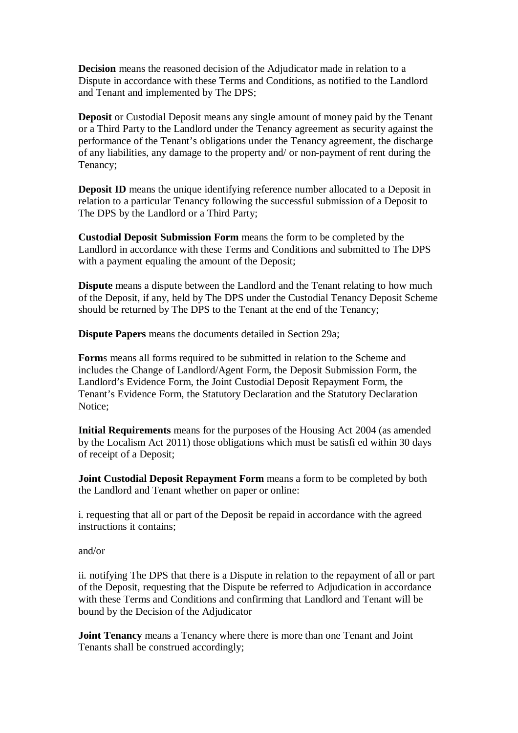**Decision** means the reasoned decision of the Adjudicator made in relation to a Dispute in accordance with these Terms and Conditions, as notified to the Landlord and Tenant and implemented by The DPS;

**Deposit** or Custodial Deposit means any single amount of money paid by the Tenant or a Third Party to the Landlord under the Tenancy agreement as security against the performance of the Tenant's obligations under the Tenancy agreement, the discharge of any liabilities, any damage to the property and/ or non-payment of rent during the Tenancy;

**Deposit ID** means the unique identifying reference number allocated to a Deposit in relation to a particular Tenancy following the successful submission of a Deposit to The DPS by the Landlord or a Third Party;

**Custodial Deposit Submission Form** means the form to be completed by the Landlord in accordance with these Terms and Conditions and submitted to The DPS with a payment equaling the amount of the Deposit;

**Dispute** means a dispute between the Landlord and the Tenant relating to how much of the Deposit, if any, held by The DPS under the Custodial Tenancy Deposit Scheme should be returned by The DPS to the Tenant at the end of the Tenancy;

**Dispute Papers** means the documents detailed in Section 29a;

**Form**s means all forms required to be submitted in relation to the Scheme and includes the Change of Landlord/Agent Form, the Deposit Submission Form, the Landlord's Evidence Form, the Joint Custodial Deposit Repayment Form, the Tenant's Evidence Form, the Statutory Declaration and the Statutory Declaration Notice;

**Initial Requirements** means for the purposes of the Housing Act 2004 (as amended by the Localism Act 2011) those obligations which must be satisfi ed within 30 days of receipt of a Deposit;

**Joint Custodial Deposit Repayment Form** means a form to be completed by both the Landlord and Tenant whether on paper or online:

i. requesting that all or part of the Deposit be repaid in accordance with the agreed instructions it contains;

and/or

ii. notifying The DPS that there is a Dispute in relation to the repayment of all or part of the Deposit, requesting that the Dispute be referred to Adjudication in accordance with these Terms and Conditions and confirming that Landlord and Tenant will be bound by the Decision of the Adjudicator

**Joint Tenancy** means a Tenancy where there is more than one Tenant and Joint Tenants shall be construed accordingly;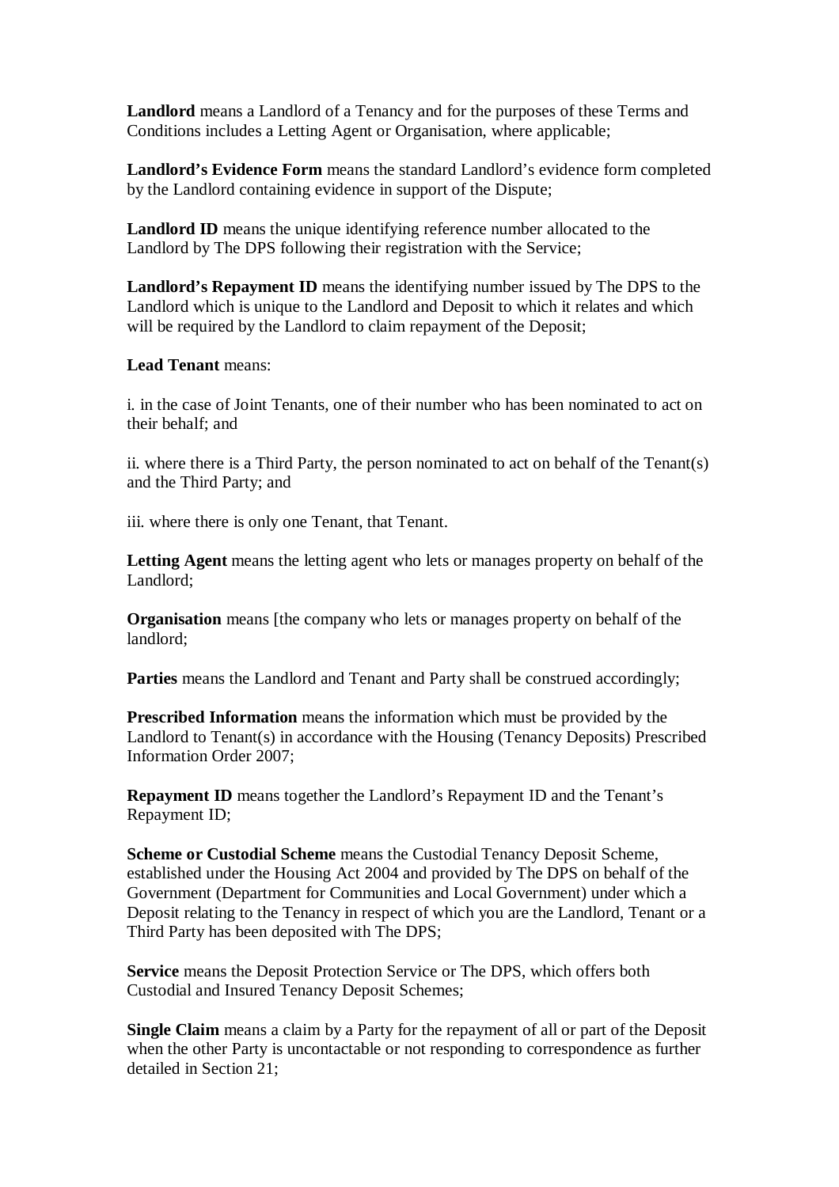**Landlord** means a Landlord of a Tenancy and for the purposes of these Terms and Conditions includes a Letting Agent or Organisation, where applicable;

**Landlord's Evidence Form** means the standard Landlord's evidence form completed by the Landlord containing evidence in support of the Dispute;

**Landlord ID** means the unique identifying reference number allocated to the Landlord by The DPS following their registration with the Service;

**Landlord's Repayment ID** means the identifying number issued by The DPS to the Landlord which is unique to the Landlord and Deposit to which it relates and which will be required by the Landlord to claim repayment of the Deposit;

**Lead Tenant** means:

i. in the case of Joint Tenants, one of their number who has been nominated to act on their behalf; and

ii. where there is a Third Party, the person nominated to act on behalf of the Tenant(s) and the Third Party; and

iii. where there is only one Tenant, that Tenant.

**Letting Agent** means the letting agent who lets or manages property on behalf of the Landlord;

**Organisation** means [the company who lets or manages property on behalf of the landlord;

**Parties** means the Landlord and Tenant and Party shall be construed accordingly;

**Prescribed Information** means the information which must be provided by the Landlord to Tenant(s) in accordance with the Housing (Tenancy Deposits) Prescribed Information Order 2007;

**Repayment ID** means together the Landlord's Repayment ID and the Tenant's Repayment ID;

**Scheme or Custodial Scheme** means the Custodial Tenancy Deposit Scheme, established under the Housing Act 2004 and provided by The DPS on behalf of the Government (Department for Communities and Local Government) under which a Deposit relating to the Tenancy in respect of which you are the Landlord, Tenant or a Third Party has been deposited with The DPS;

**Service** means the Deposit Protection Service or The DPS, which offers both Custodial and Insured Tenancy Deposit Schemes;

**Single Claim** means a claim by a Party for the repayment of all or part of the Deposit when the other Party is uncontactable or not responding to correspondence as further detailed in Section 21;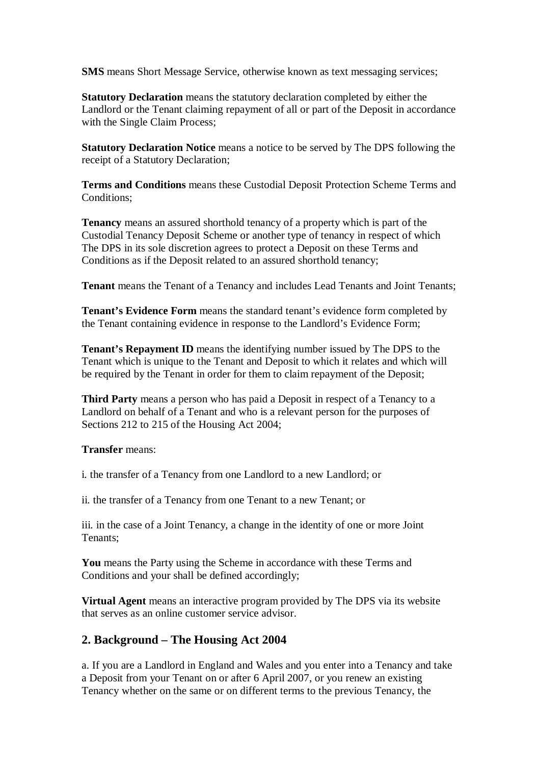**SMS** means Short Message Service, otherwise known as text messaging services;

**Statutory Declaration** means the statutory declaration completed by either the Landlord or the Tenant claiming repayment of all or part of the Deposit in accordance with the Single Claim Process;

**Statutory Declaration Notice** means a notice to be served by The DPS following the receipt of a Statutory Declaration;

**Terms and Conditions** means these Custodial Deposit Protection Scheme Terms and Conditions;

**Tenancy** means an assured shorthold tenancy of a property which is part of the Custodial Tenancy Deposit Scheme or another type of tenancy in respect of which The DPS in its sole discretion agrees to protect a Deposit on these Terms and Conditions as if the Deposit related to an assured shorthold tenancy;

**Tenant** means the Tenant of a Tenancy and includes Lead Tenants and Joint Tenants;

**Tenant's Evidence Form** means the standard tenant's evidence form completed by the Tenant containing evidence in response to the Landlord's Evidence Form;

**Tenant's Repayment ID** means the identifying number issued by The DPS to the Tenant which is unique to the Tenant and Deposit to which it relates and which will be required by the Tenant in order for them to claim repayment of the Deposit;

**Third Party** means a person who has paid a Deposit in respect of a Tenancy to a Landlord on behalf of a Tenant and who is a relevant person for the purposes of Sections 212 to 215 of the Housing Act 2004;

**Transfer** means:

i. the transfer of a Tenancy from one Landlord to a new Landlord; or

ii. the transfer of a Tenancy from one Tenant to a new Tenant; or

iii. in the case of a Joint Tenancy, a change in the identity of one or more Joint Tenants;

**You** means the Party using the Scheme in accordance with these Terms and Conditions and your shall be defined accordingly;

**Virtual Agent** means an interactive program provided by The DPS via its website that serves as an online customer service advisor.

## 2. Background – The Housing Act 2004

a. If you are a Landlord in England and Wales and you enter into a Tenancy and take a Deposit from your Tenant on or after 6 April 2007, or you renew an existing Tenancy whether on the same or on different terms to the previous Tenancy, the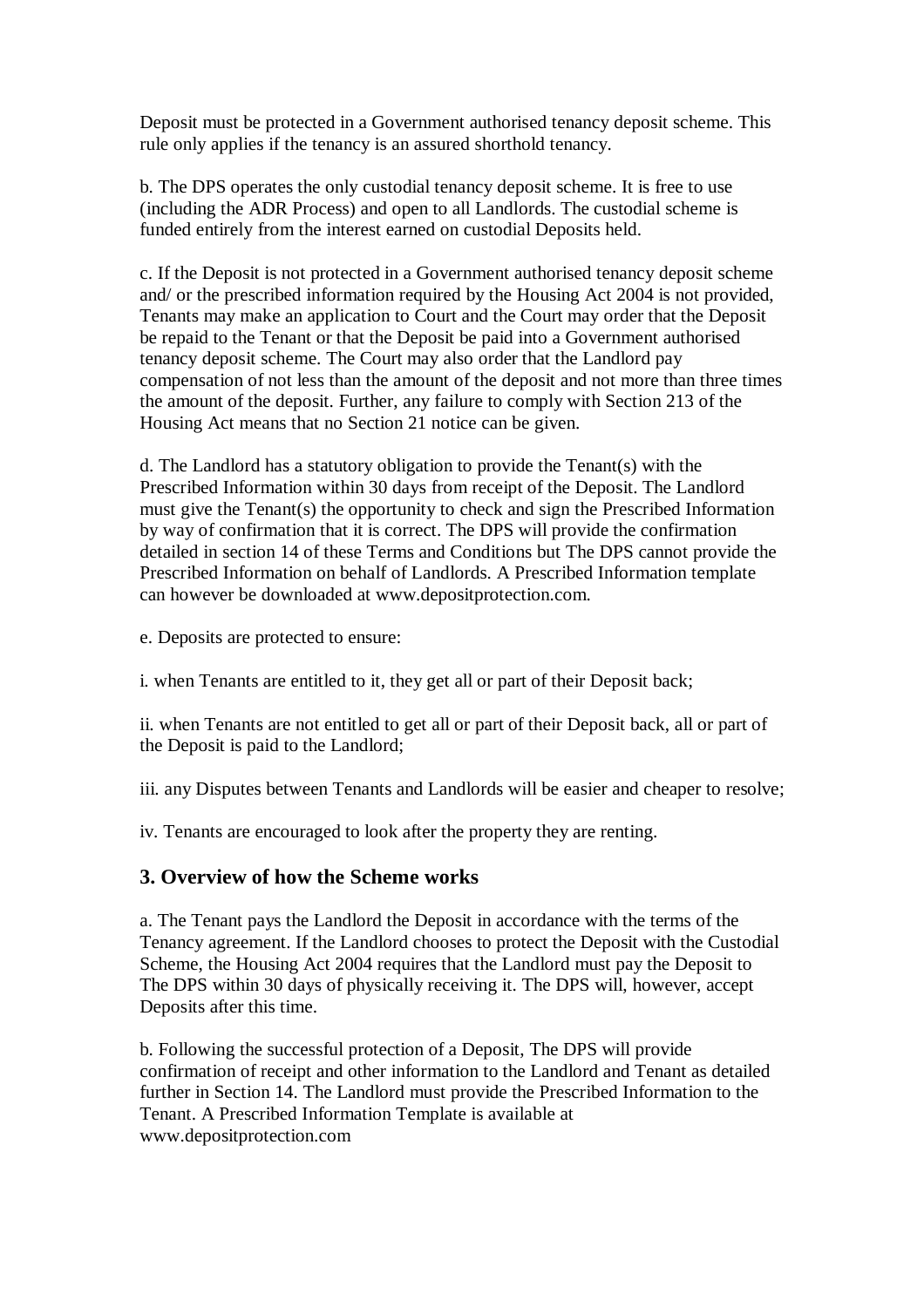Deposit must be protected in a Government authorised tenancy deposit scheme. This rule only applies if the tenancy is an assured shorthold tenancy.

b. The DPS operates the only custodial tenancy deposit scheme. It is free to use (including the ADR Process) and open to all Landlords. The custodial scheme is funded entirely from the interest earned on custodial Deposits held.

c. If the Deposit is not protected in a Government authorised tenancy deposit scheme and/ or the prescribed information required by the Housing Act 2004 is not provided, Tenants may make an application to Court and the Court may order that the Deposit be repaid to the Tenant or that the Deposit be paid into a Government authorised tenancy deposit scheme. The Court may also order that the Landlord pay compensation of not less than the amount of the deposit and not more than three times the amount of the deposit. Further, any failure to comply with Section 213 of the Housing Act means that no Section 21 notice can be given.

d. The Landlord has a statutory obligation to provide the Tenant(s) with the Prescribed Information within 30 days from receipt of the Deposit. The Landlord must give the Tenant(s) the opportunity to check and sign the Prescribed Information by way of confirmation that it is correct. The DPS will provide the confirmation detailed in section 14 of these Terms and Conditions but The DPS cannot provide the Prescribed Information on behalf of Landlords. A Prescribed Information template can however be downloaded at www.depositprotection.com.

e. Deposits are protected to ensure:

i. when Tenants are entitled to it, they get all or part of their Deposit back;

ii. when Tenants are not entitled to get all or part of their Deposit back, all or part of the Deposit is paid to the Landlord;

iii. any Disputes between Tenants and Landlords will be easier and cheaper to resolve;

iv. Tenants are encouraged to look after the property they are renting.

## 3. Overview of how the Scheme works

a. The Tenant pays the Landlord the Deposit in accordance with the terms of the Tenancy agreement. If the Landlord chooses to protect the Deposit with the Custodial Scheme, the Housing Act 2004 requires that the Landlord must pay the Deposit to The DPS within 30 days of physically receiving it. The DPS will, however, accept Deposits after this time.

b. Following the successful protection of a Deposit, The DPS will provide confirmation of receipt and other information to the Landlord and Tenant as detailed further in Section 14. The Landlord must provide the Prescribed Information to the Tenant. A Prescribed Information Template is available at www.depositprotection.com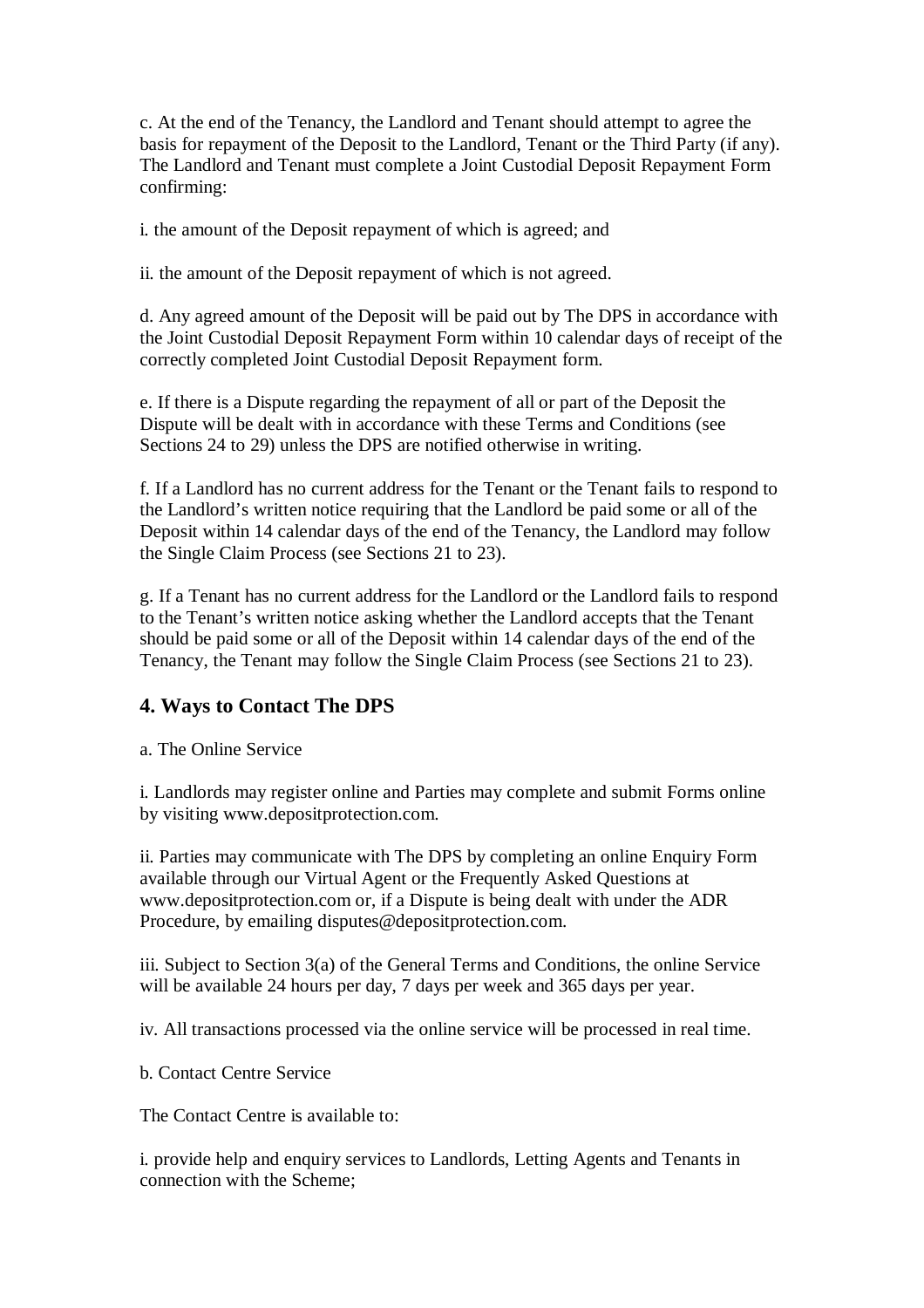c. At the end of the Tenancy, the Landlord and Tenant should attempt to agree the basis for repayment of the Deposit to the Landlord, Tenant or the Third Party (if any). The Landlord and Tenant must complete a Joint Custodial Deposit Repayment Form confirming:

i. the amount of the Deposit repayment of which is agreed; and

ii. the amount of the Deposit repayment of which is not agreed.

d. Any agreed amount of the Deposit will be paid out by The DPS in accordance with the Joint Custodial Deposit Repayment Form within 10 calendar days of receipt of the correctly completed Joint Custodial Deposit Repayment form.

e. If there is a Dispute regarding the repayment of all or part of the Deposit the Dispute will be dealt with in accordance with these Terms and Conditions (see Sections 24 to 29) unless the DPS are notified otherwise in writing.

f. If a Landlord has no current address for the Tenant or the Tenant fails to respond to the Landlord's written notice requiring that the Landlord be paid some or all of the Deposit within 14 calendar days of the end of the Tenancy, the Landlord may follow the Single Claim Process (see Sections 21 to 23).

g. If a Tenant has no current address for the Landlord or the Landlord fails to respond to the Tenant's written notice asking whether the Landlord accepts that the Tenant should be paid some or all of the Deposit within 14 calendar days of the end of the Tenancy, the Tenant may follow the Single Claim Process (see Sections 21 to 23).

## 4. Ways to Contact The DPS

a. The Online Service

i. Landlords may register online and Parties may complete and submit Forms online by visiting www.depositprotection.com.

ii. Parties may communicate with The DPS by completing an online Enquiry Form available through our Virtual Agent or the Frequently Asked Questions at www.depositprotection.com or, if a Dispute is being dealt with under the ADR Procedure, by emailing disputes@depositprotection.com.

iii. Subject to Section 3(a) of the General Terms and Conditions, the online Service will be available 24 hours per day, 7 days per week and 365 days per year.

iv. All transactions processed via the online service will be processed in real time.

b. Contact Centre Service

The Contact Centre is available to:

i. provide help and enquiry services to Landlords, Letting Agents and Tenants in connection with the Scheme;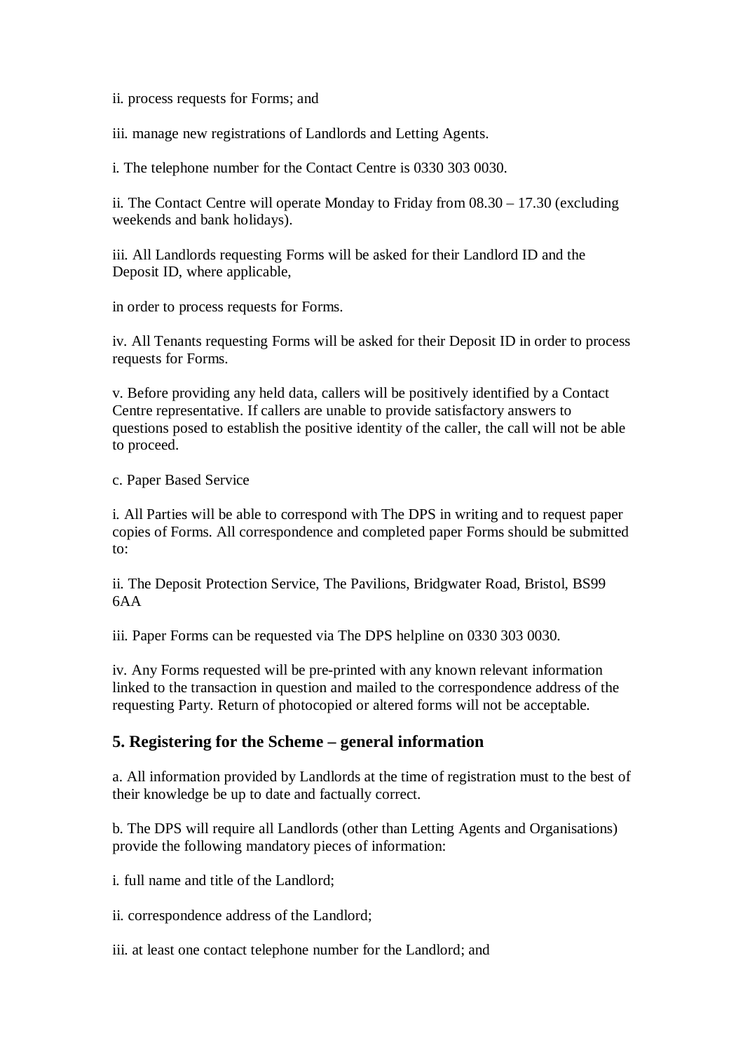ii. process requests for Forms; and

iii. manage new registrations of Landlords and Letting Agents.

i. The telephone number for the Contact Centre is 0330 303 0030.

ii. The Contact Centre will operate Monday to Friday from 08.30 – 17.30 (excluding weekends and bank holidays).

iii. All Landlords requesting Forms will be asked for their Landlord ID and the Deposit ID, where applicable,

in order to process requests for Forms.

iv. All Tenants requesting Forms will be asked for their Deposit ID in order to process requests for Forms.

v. Before providing any held data, callers will be positively identified by a Contact Centre representative. If callers are unable to provide satisfactory answers to questions posed to establish the positive identity of the caller, the call will not be able to proceed.

c. Paper Based Service

i. All Parties will be able to correspond with The DPS in writing and to request paper copies of Forms. All correspondence and completed paper Forms should be submitted to:

ii. The Deposit Protection Service, The Pavilions, Bridgwater Road, Bristol, BS99 6AA

iii. Paper Forms can be requested via The DPS helpline on 0330 303 0030.

iv. Any Forms requested will be pre-printed with any known relevant information linked to the transaction in question and mailed to the correspondence address of the requesting Party. Return of photocopied or altered forms will not be acceptable.

## 5. Registering for the Scheme – general information

a. All information provided by Landlords at the time of registration must to the best of their knowledge be up to date and factually correct.

b. The DPS will require all Landlords (other than Letting Agents and Organisations) provide the following mandatory pieces of information:

i. full name and title of the Landlord;

ii. correspondence address of the Landlord;

iii. at least one contact telephone number for the Landlord; and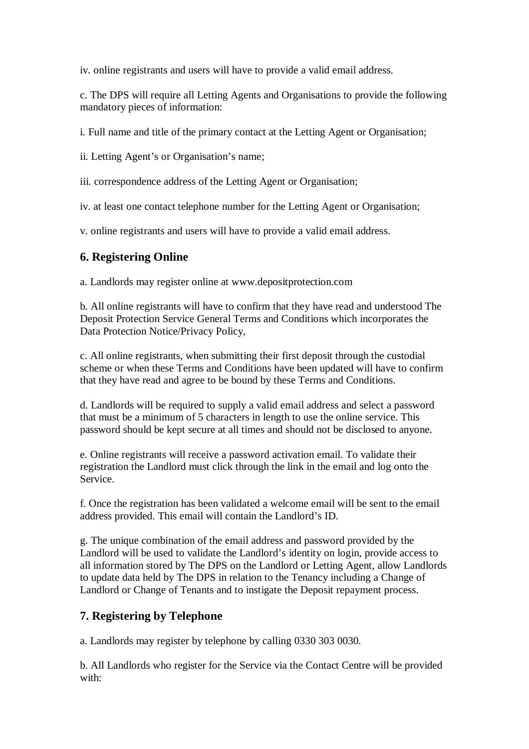iv. online registrants and users will have to provide a valid email address.

c. The DPS will require all Letting Agents and Organisations to provide the following mandatory pieces of information:

i. Full name and title of the primary contact at the Letting Agent or Organisation;

ii. Letting Agent's or Organisation's name;

iii. correspondence address of the Letting Agent or Organisation;

iv. at least one contact telephone number for the Letting Agent or Organisation;

v. online registrants and users will have to provide a valid email address.

## 6. Registering Online

a. Landlords may register online at www.depositprotection.com

b. All online registrants will have to confirm that they have read and understood The Deposit Protection Service General Terms and Conditions which incorporates the Data Protection Notice/Privacy Policy,

c. All online registrants, when submitting their first deposit through the custodial scheme or when these Terms and Conditions have been updated will have to confirm that they have read and agree to be bound by these Terms and Conditions.

d. Landlords will be required to supply a valid email address and select a password that must be a minimum of 5 characters in length to use the online service. This password should be kept secure at all times and should not be disclosed to anyone.

e. Online registrants will receive a password activation email. To validate their registration the Landlord must click through the link in the email and log onto the Service.

f. Once the registration has been validated a welcome email will be sent to the email address provided. This email will contain the Landlord's ID.

g. The unique combination of the email address and password provided by the Landlord will be used to validate the Landlord's identity on login, provide access to all information stored by The DPS on the Landlord or Letting Agent, allow Landlords to update data held by The DPS in relation to the Tenancy including a Change of Landlord or Change of Tenants and to instigate the Deposit repayment process.

## 7. Registering by Telephone

a. Landlords may register by telephone by calling 0330 303 0030.

b. All Landlords who register for the Service via the Contact Centre will be provided with: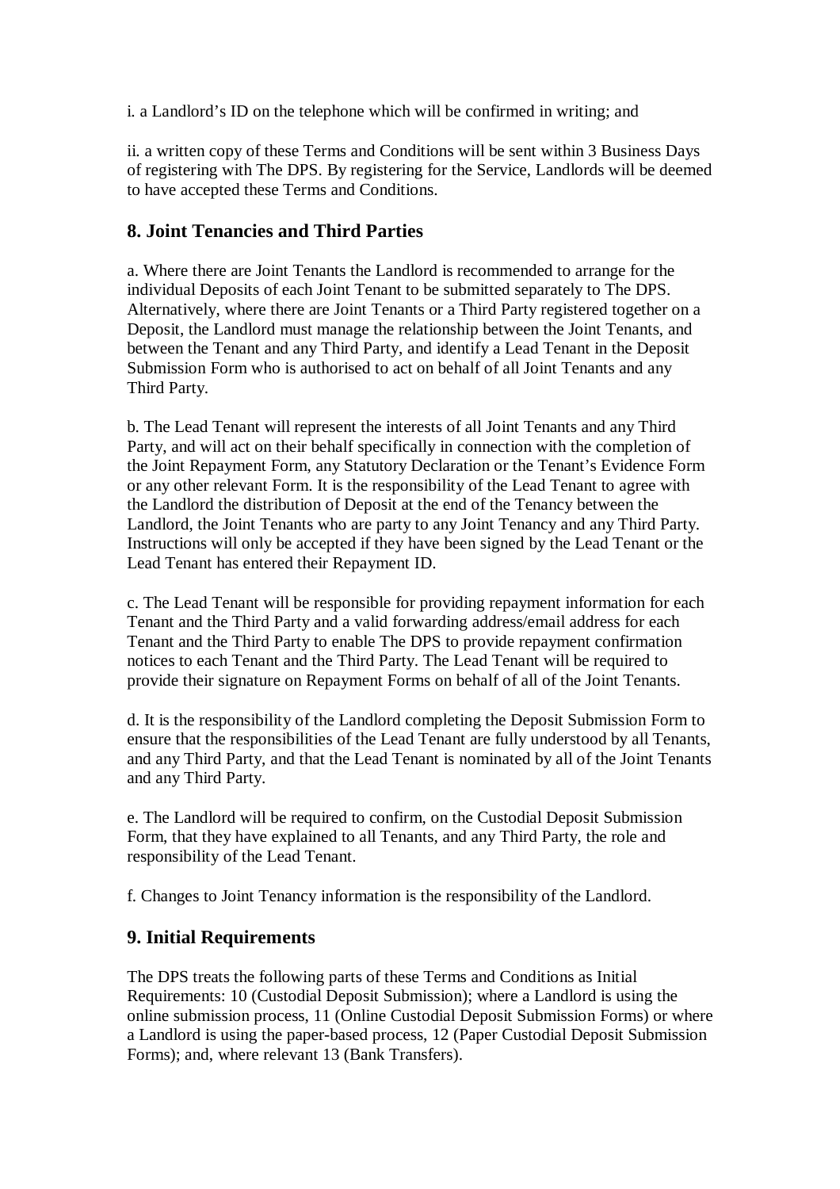i. a Landlord's ID on the telephone which will be confirmed in writing; and

ii. a written copy of these Terms and Conditions will be sent within 3 Business Days of registering with The DPS. By registering for the Service, Landlords will be deemed to have accepted these Terms and Conditions.

## 8. Joint Tenancies and Third Parties

a. Where there are Joint Tenants the Landlord is recommended to arrange for the individual Deposits of each Joint Tenant to be submitted separately to The DPS. Alternatively, where there are Joint Tenants or a Third Party registered together on a Deposit, the Landlord must manage the relationship between the Joint Tenants, and between the Tenant and any Third Party, and identify a Lead Tenant in the Deposit Submission Form who is authorised to act on behalf of all Joint Tenants and any Third Party.

b. The Lead Tenant will represent the interests of all Joint Tenants and any Third Party, and will act on their behalf specifically in connection with the completion of the Joint Repayment Form, any Statutory Declaration or the Tenant's Evidence Form or any other relevant Form. It is the responsibility of the Lead Tenant to agree with the Landlord the distribution of Deposit at the end of the Tenancy between the Landlord, the Joint Tenants who are party to any Joint Tenancy and any Third Party. Instructions will only be accepted if they have been signed by the Lead Tenant or the Lead Tenant has entered their Repayment ID.

c. The Lead Tenant will be responsible for providing repayment information for each Tenant and the Third Party and a valid forwarding address/email address for each Tenant and the Third Party to enable The DPS to provide repayment confirmation notices to each Tenant and the Third Party. The Lead Tenant will be required to provide their signature on Repayment Forms on behalf of all of the Joint Tenants.

d. It is the responsibility of the Landlord completing the Deposit Submission Form to ensure that the responsibilities of the Lead Tenant are fully understood by all Tenants, and any Third Party, and that the Lead Tenant is nominated by all of the Joint Tenants and any Third Party.

e. The Landlord will be required to confirm, on the Custodial Deposit Submission Form, that they have explained to all Tenants, and any Third Party, the role and responsibility of the Lead Tenant.

f. Changes to Joint Tenancy information is the responsibility of the Landlord.

## 9. Initial Requirements

The DPS treats the following parts of these Terms and Conditions as Initial Requirements: 10 (Custodial Deposit Submission); where a Landlord is using the online submission process, 11 (Online Custodial Deposit Submission Forms) or where a Landlord is using the paper-based process, 12 (Paper Custodial Deposit Submission Forms); and, where relevant 13 (Bank Transfers).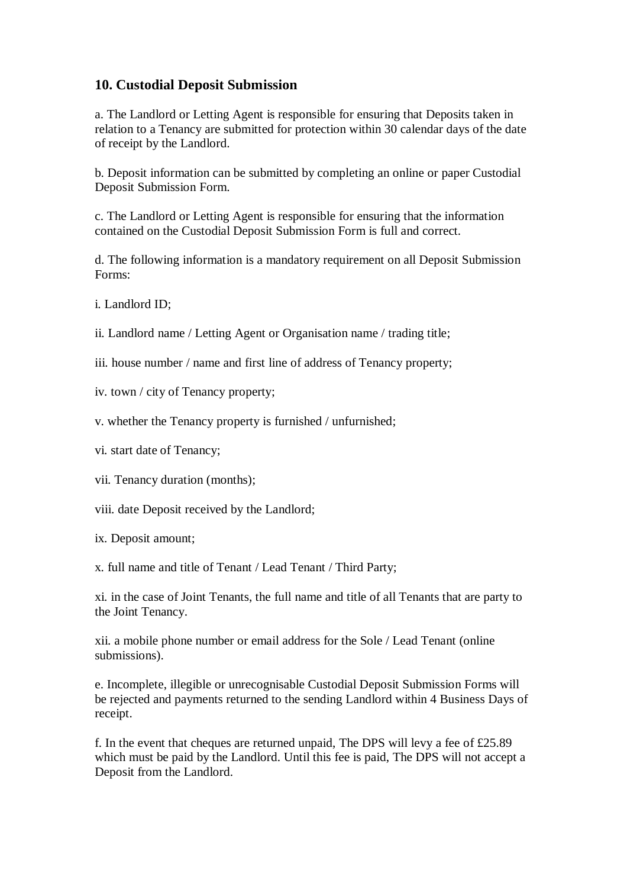## 10. Custodial Deposit Submission

a. The Landlord or Letting Agent is responsible for ensuring that Deposits taken in relation to a Tenancy are submitted for protection within 30 calendar days of the date of receipt by the Landlord.

b. Deposit information can be submitted by completing an online or paper Custodial Deposit Submission Form.

c. The Landlord or Letting Agent is responsible for ensuring that the information contained on the Custodial Deposit Submission Form is full and correct.

d. The following information is a mandatory requirement on all Deposit Submission Forms:

i. Landlord ID;

ii. Landlord name / Letting Agent or Organisation name / trading title;

iii. house number / name and first line of address of Tenancy property;

iv. town / city of Tenancy property;

v. whether the Tenancy property is furnished / unfurnished;

vi. start date of Tenancy;

vii. Tenancy duration (months);

viii. date Deposit received by the Landlord;

ix. Deposit amount;

x. full name and title of Tenant / Lead Tenant / Third Party;

xi. in the case of Joint Tenants, the full name and title of all Tenants that are party to the Joint Tenancy.

xii. a mobile phone number or email address for the Sole / Lead Tenant (online submissions).

e. Incomplete, illegible or unrecognisable Custodial Deposit Submission Forms will be rejected and payments returned to the sending Landlord within 4 Business Days of receipt.

f. In the event that cheques are returned unpaid, The DPS will levy a fee of £25.89 which must be paid by the Landlord. Until this fee is paid, The DPS will not accept a Deposit from the Landlord.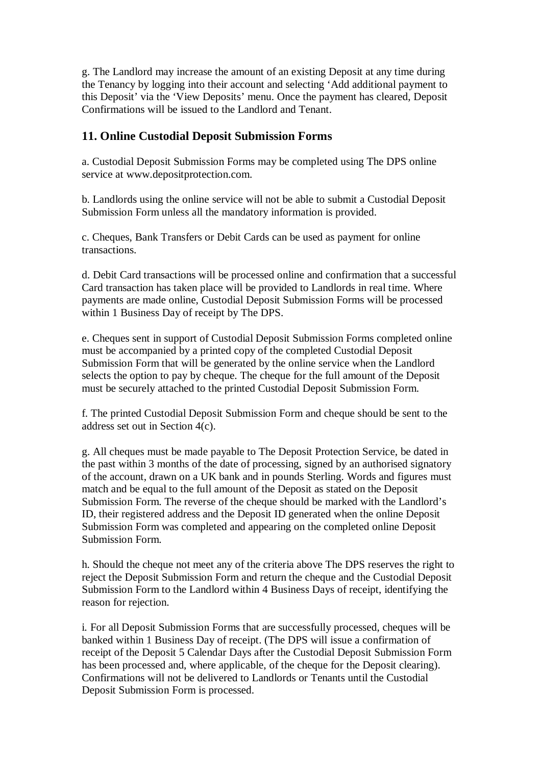g. The Landlord may increase the amount of an existing Deposit at any time during the Tenancy by logging into their account and selecting ‘Add additional payment to this Deposit’ via the ‘View Deposits’ menu. Once the payment has cleared, Deposit Confirmations will be issued to the Landlord and Tenant.

## 11. Online Custodial Deposit Submission Forms

a. Custodial Deposit Submission Forms may be completed using The DPS online service at www.depositprotection.com.

b. Landlords using the online service will not be able to submit a Custodial Deposit Submission Form unless all the mandatory information is provided.

c. Cheques, Bank Transfers or Debit Cards can be used as payment for online transactions.

d. Debit Card transactions will be processed online and confirmation that a successful Card transaction has taken place will be provided to Landlords in real time. Where payments are made online, Custodial Deposit Submission Forms will be processed within 1 Business Day of receipt by The DPS.

e. Cheques sent in support of Custodial Deposit Submission Forms completed online must be accompanied by a printed copy of the completed Custodial Deposit Submission Form that will be generated by the online service when the Landlord selects the option to pay by cheque. The cheque for the full amount of the Deposit must be securely attached to the printed Custodial Deposit Submission Form.

f. The printed Custodial Deposit Submission Form and cheque should be sent to the address set out in Section 4(c).

g. All cheques must be made payable to The Deposit Protection Service, be dated in the past within 3 months of the date of processing, signed by an authorised signatory of the account, drawn on a UK bank and in pounds Sterling. Words and figures must match and be equal to the full amount of the Deposit as stated on the Deposit Submission Form. The reverse of the cheque should be marked with the Landlord’s ID, their registered address and the Deposit ID generated when the online Deposit Submission Form was completed and appearing on the completed online Deposit Submission Form.

h. Should the cheque not meet any of the criteria above The DPS reserves the right to reject the Deposit Submission Form and return the cheque and the Custodial Deposit Submission Form to the Landlord within 4 Business Days of receipt, identifying the reason for rejection.

i. For all Deposit Submission Forms that are successfully processed, cheques will be banked within 1 Business Day of receipt. (The DPS will issue a confirmation of receipt of the Deposit 5 Calendar Days after the Custodial Deposit Submission Form has been processed and, where applicable, of the cheque for the Deposit clearing). Confirmations will not be delivered to Landlords or Tenants until the Custodial Deposit Submission Form is processed.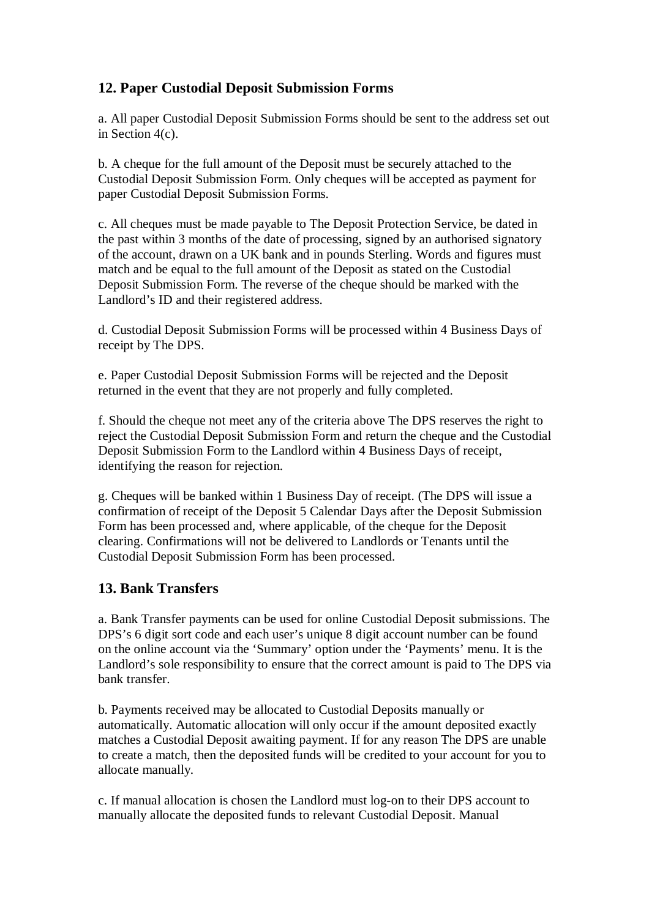## 12. Paper Custodial Deposit Submission Forms

a. All paper Custodial Deposit Submission Forms should be sent to the address set out in Section 4(c).

b. A cheque for the full amount of the Deposit must be securely attached to the Custodial Deposit Submission Form. Only cheques will be accepted as payment for paper Custodial Deposit Submission Forms.

c. All cheques must be made payable to The Deposit Protection Service, be dated in the past within 3 months of the date of processing, signed by an authorised signatory of the account, drawn on a UK bank and in pounds Sterling. Words and figures must match and be equal to the full amount of the Deposit as stated on the Custodial Deposit Submission Form. The reverse of the cheque should be marked with the Landlord's ID and their registered address.

d. Custodial Deposit Submission Forms will be processed within 4 Business Days of receipt by The DPS.

e. Paper Custodial Deposit Submission Forms will be rejected and the Deposit returned in the event that they are not properly and fully completed.

f. Should the cheque not meet any of the criteria above The DPS reserves the right to reject the Custodial Deposit Submission Form and return the cheque and the Custodial Deposit Submission Form to the Landlord within 4 Business Days of receipt, identifying the reason for rejection.

g. Cheques will be banked within 1 Business Day of receipt. (The DPS will issue a confirmation of receipt of the Deposit 5 Calendar Days after the Deposit Submission Form has been processed and, where applicable, of the cheque for the Deposit clearing. Confirmations will not be delivered to Landlords or Tenants until the Custodial Deposit Submission Form has been processed.

## 13. Bank Transfers

a. Bank Transfer payments can be used for online Custodial Deposit submissions. The DPS's 6 digit sort code and each user's unique 8 digit account number can be found on the online account via the 'Summary' option under the 'Payments' menu. It is the Landlord's sole responsibility to ensure that the correct amount is paid to The DPS via bank transfer.

b. Payments received may be allocated to Custodial Deposits manually or automatically. Automatic allocation will only occur if the amount deposited exactly matches a Custodial Deposit awaiting payment. If for any reason The DPS are unable to create a match, then the deposited funds will be credited to your account for you to allocate manually.

c. If manual allocation is chosen the Landlord must log-on to their DPS account to manually allocate the deposited funds to relevant Custodial Deposit. Manual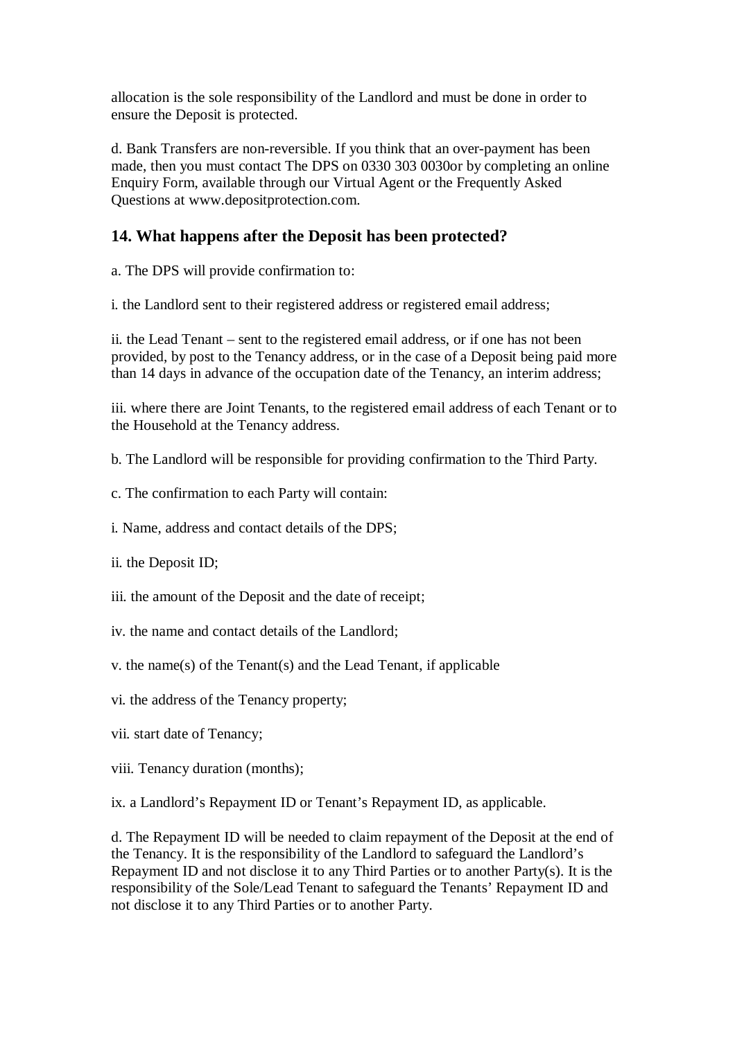allocation is the sole responsibility of the Landlord and must be done in order to ensure the Deposit is protected.

d. Bank Transfers are non-reversible. If you think that an over-payment has been made, then you must contact The DPS on 0330 303 0030or by completing an online Enquiry Form, available through our Virtual Agent or the Frequently Asked Questions at www.depositprotection.com.

## 14. What happens after the Deposit has been protected?

a. The DPS will provide confirmation to:

i. the Landlord sent to their registered address or registered email address;

ii. the Lead Tenant – sent to the registered email address, or if one has not been provided, by post to the Tenancy address, or in the case of a Deposit being paid more than 14 days in advance of the occupation date of the Tenancy, an interim address;

iii. where there are Joint Tenants, to the registered email address of each Tenant or to the Household at the Tenancy address.

b. The Landlord will be responsible for providing confirmation to the Third Party.

c. The confirmation to each Party will contain:

i. Name, address and contact details of the DPS;

ii. the Deposit ID;

iii. the amount of the Deposit and the date of receipt;

iv. the name and contact details of the Landlord;

v. the name(s) of the Tenant(s) and the Lead Tenant, if applicable

vi. the address of the Tenancy property;

vii. start date of Tenancy;

viii. Tenancy duration (months);

ix. a Landlord's Repayment ID or Tenant's Repayment ID, as applicable.

d. The Repayment ID will be needed to claim repayment of the Deposit at the end of the Tenancy. It is the responsibility of the Landlord to safeguard the Landlord's Repayment ID and not disclose it to any Third Parties or to another Party(s). It is the responsibility of the Sole/Lead Tenant to safeguard the Tenants' Repayment ID and not disclose it to any Third Parties or to another Party.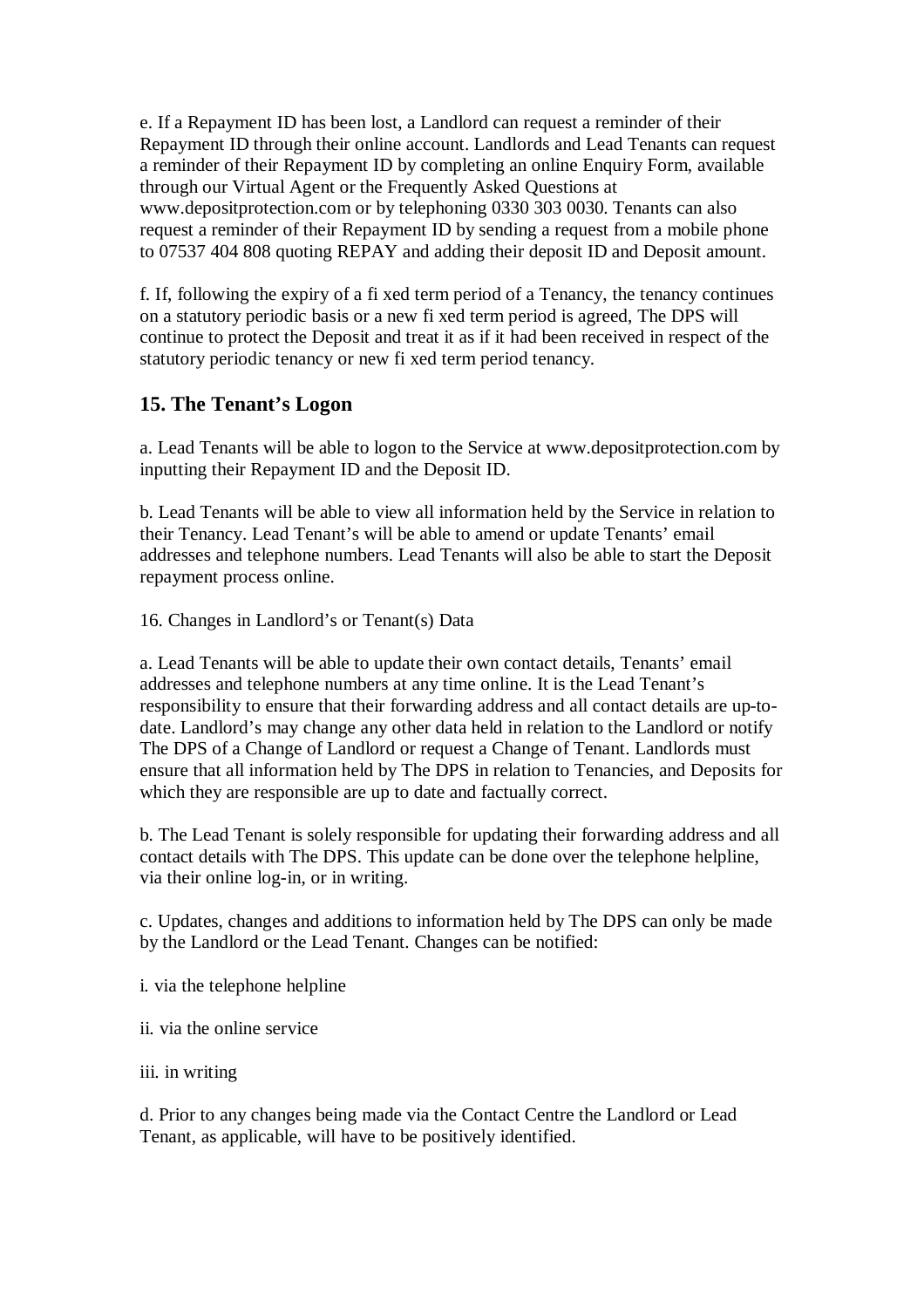e. If a Repayment ID has been lost, a Landlord can request a reminder of their Repayment ID through their online account. Landlords and Lead Tenants can request a reminder of their Repayment ID by completing an online Enquiry Form, available through our Virtual Agent or the Frequently Asked Questions at www.depositprotection.com or by telephoning 0330 303 0030. Tenants can also request a reminder of their Repayment ID by sending a request from a mobile phone to 07537 404 808 quoting REPAY and adding their deposit ID and Deposit amount.

f. If, following the expiry of a fi xed term period of a Tenancy, the tenancy continues on a statutory periodic basis or a new fi xed term period is agreed, The DPS will continue to protect the Deposit and treat it as if it had been received in respect of the statutory periodic tenancy or new fi xed term period tenancy.

## 15. The Tenant's Logon

a. Lead Tenants will be able to logon to the Service at www.depositprotection.com by inputting their Repayment ID and the Deposit ID.

b. Lead Tenants will be able to view all information held by the Service in relation to their Tenancy. Lead Tenant's will be able to amend or update Tenants' email addresses and telephone numbers. Lead Tenants will also be able to start the Deposit repayment process online.

16. Changes in Landlord's or Tenant(s) Data

a. Lead Tenants will be able to update their own contact details, Tenants' email addresses and telephone numbers at any time online. It is the Lead Tenant's responsibility to ensure that their forwarding address and all contact details are up-to-date. Landlord's may change any other data held in relation to the Landlord or notify The DPS of a Change of Landlord or request a Change of Tenant. Landlords must ensure that all information held by The DPS in relation to Tenancies, and Deposits for which they are responsible are up to date and factually correct.

b. The Lead Tenant is solely responsible for updating their forwarding address and all contact details with The DPS. This update can be done over the telephone helpline, via their online log-in, or in writing.

c. Updates, changes and additions to information held by The DPS can only be made by the Landlord or the Lead Tenant. Changes can be notified:

i. via the telephone helpline

ii. via the online service

iii. in writing

d. Prior to any changes being made via the Contact Centre the Landlord or Lead Tenant, as applicable, will have to be positively identified.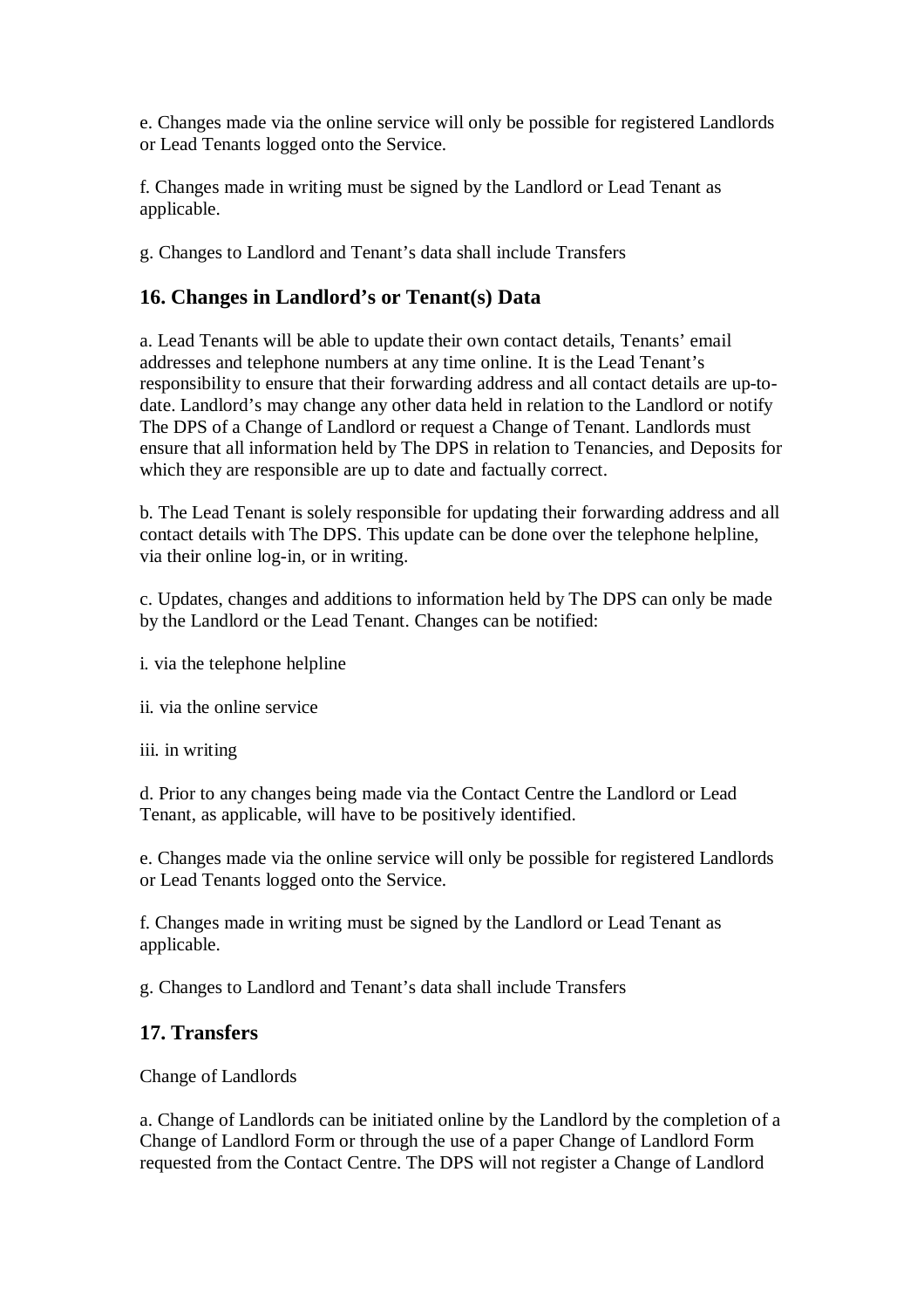e. Changes made via the online service will only be possible for registered Landlords or Lead Tenants logged onto the Service.

f. Changes made in writing must be signed by the Landlord or Lead Tenant as applicable.

g. Changes to Landlord and Tenant's data shall include Transfers

## 16. Changes in Landlord's or Tenant(s) Data

a. Lead Tenants will be able to update their own contact details, Tenants' email addresses and telephone numbers at any time online. It is the Lead Tenant's responsibility to ensure that their forwarding address and all contact details are up-to-date. Landlord's may change any other data held in relation to the Landlord or notify The DPS of a Change of Landlord or request a Change of Tenant. Landlords must ensure that all information held by The DPS in relation to Tenancies, and Deposits for which they are responsible are up to date and factually correct.

b. The Lead Tenant is solely responsible for updating their forwarding address and all contact details with The DPS. This update can be done over the telephone helpline, via their online log-in, or in writing.

c. Updates, changes and additions to information held by The DPS can only be made by the Landlord or the Lead Tenant. Changes can be notified:

i. via the telephone helpline

ii. via the online service

iii. in writing

d. Prior to any changes being made via the Contact Centre the Landlord or Lead Tenant, as applicable, will have to be positively identified.

e. Changes made via the online service will only be possible for registered Landlords or Lead Tenants logged onto the Service.

f. Changes made in writing must be signed by the Landlord or Lead Tenant as applicable.

g. Changes to Landlord and Tenant's data shall include Transfers

## 17. Transfers

Change of Landlords

a. Change of Landlords can be initiated online by the Landlord by the completion of a Change of Landlord Form or through the use of a paper Change of Landlord Form requested from the Contact Centre. The DPS will not register a Change of Landlord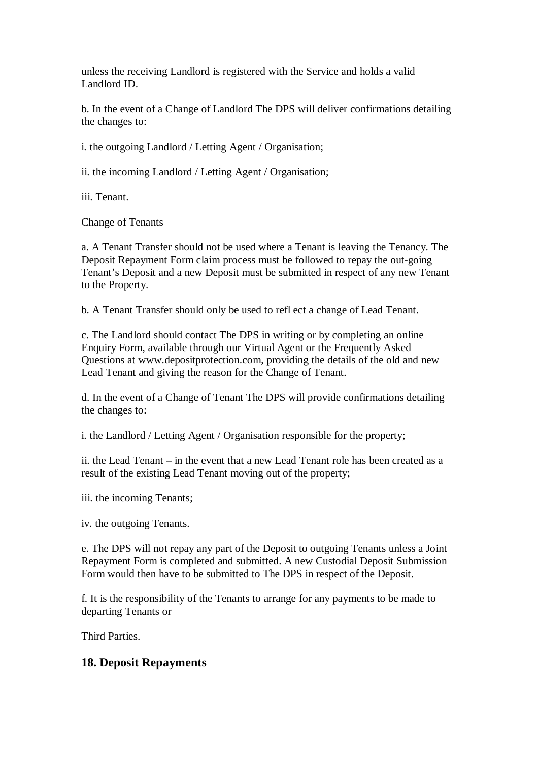unless the receiving Landlord is registered with the Service and holds a valid Landlord ID.

b. In the event of a Change of Landlord The DPS will deliver confirmations detailing the changes to:

i. the outgoing Landlord / Letting Agent / Organisation;

ii. the incoming Landlord / Letting Agent / Organisation;

iii. Tenant.

Change of Tenants

a. A Tenant Transfer should not be used where a Tenant is leaving the Tenancy. The Deposit Repayment Form claim process must be followed to repay the out-going Tenant's Deposit and a new Deposit must be submitted in respect of any new Tenant to the Property.

b. A Tenant Transfer should only be used to refl ect a change of Lead Tenant.

c. The Landlord should contact The DPS in writing or by completing an online Enquiry Form, available through our Virtual Agent or the Frequently Asked Questions at www.depositprotection.com, providing the details of the old and new Lead Tenant and giving the reason for the Change of Tenant.

d. In the event of a Change of Tenant The DPS will provide confirmations detailing the changes to:

i. the Landlord / Letting Agent / Organisation responsible for the property;

ii. the Lead Tenant – in the event that a new Lead Tenant role has been created as a result of the existing Lead Tenant moving out of the property;

iii. the incoming Tenants;

iv. the outgoing Tenants.

e. The DPS will not repay any part of the Deposit to outgoing Tenants unless a Joint Repayment Form is completed and submitted. A new Custodial Deposit Submission Form would then have to be submitted to The DPS in respect of the Deposit.

f. It is the responsibility of the Tenants to arrange for any payments to be made to departing Tenants or

Third Parties.

## 18. Deposit Repayments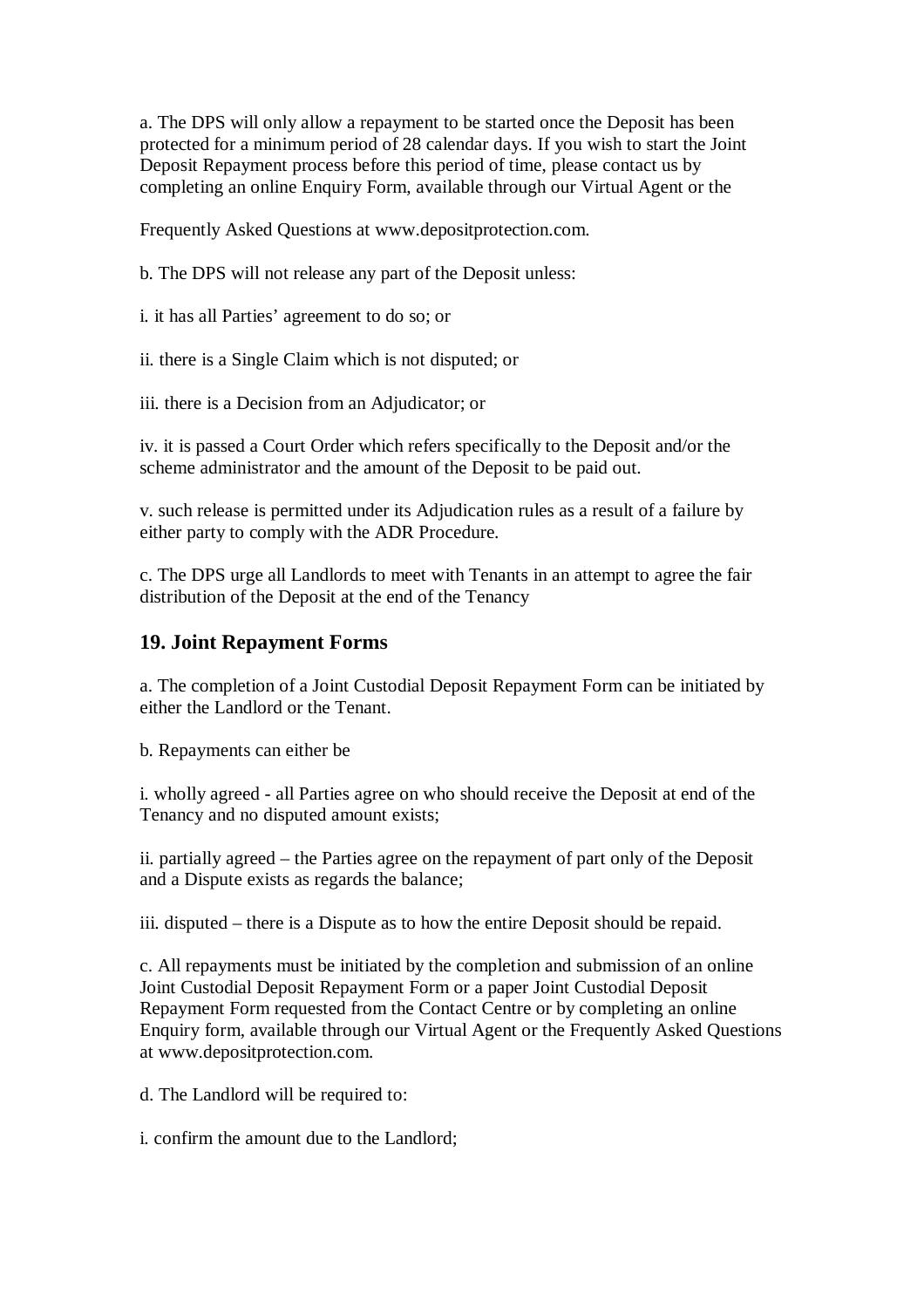a. The DPS will only allow a repayment to be started once the Deposit has been protected for a minimum period of 28 calendar days. If you wish to start the Joint Deposit Repayment process before this period of time, please contact us by completing an online Enquiry Form, available through our Virtual Agent or the

Frequently Asked Questions at www.depositprotection.com.

b. The DPS will not release any part of the Deposit unless:

i. it has all Parties' agreement to do so; or

ii. there is a Single Claim which is not disputed; or

iii. there is a Decision from an Adjudicator; or

iv. it is passed a Court Order which refers specifically to the Deposit and/or the scheme administrator and the amount of the Deposit to be paid out.

v. such release is permitted under its Adjudication rules as a result of a failure by either party to comply with the ADR Procedure.

c. The DPS urge all Landlords to meet with Tenants in an attempt to agree the fair distribution of the Deposit at the end of the Tenancy

## 19. Joint Repayment Forms

a. The completion of a Joint Custodial Deposit Repayment Form can be initiated by either the Landlord or the Tenant.

b. Repayments can either be

i. wholly agreed - all Parties agree on who should receive the Deposit at end of the Tenancy and no disputed amount exists;

ii. partially agreed – the Parties agree on the repayment of part only of the Deposit and a Dispute exists as regards the balance;

iii. disputed – there is a Dispute as to how the entire Deposit should be repaid.

c. All repayments must be initiated by the completion and submission of an online Joint Custodial Deposit Repayment Form or a paper Joint Custodial Deposit Repayment Form requested from the Contact Centre or by completing an online Enquiry form, available through our Virtual Agent or the Frequently Asked Questions at www.depositprotection.com.

d. The Landlord will be required to:

i. confirm the amount due to the Landlord;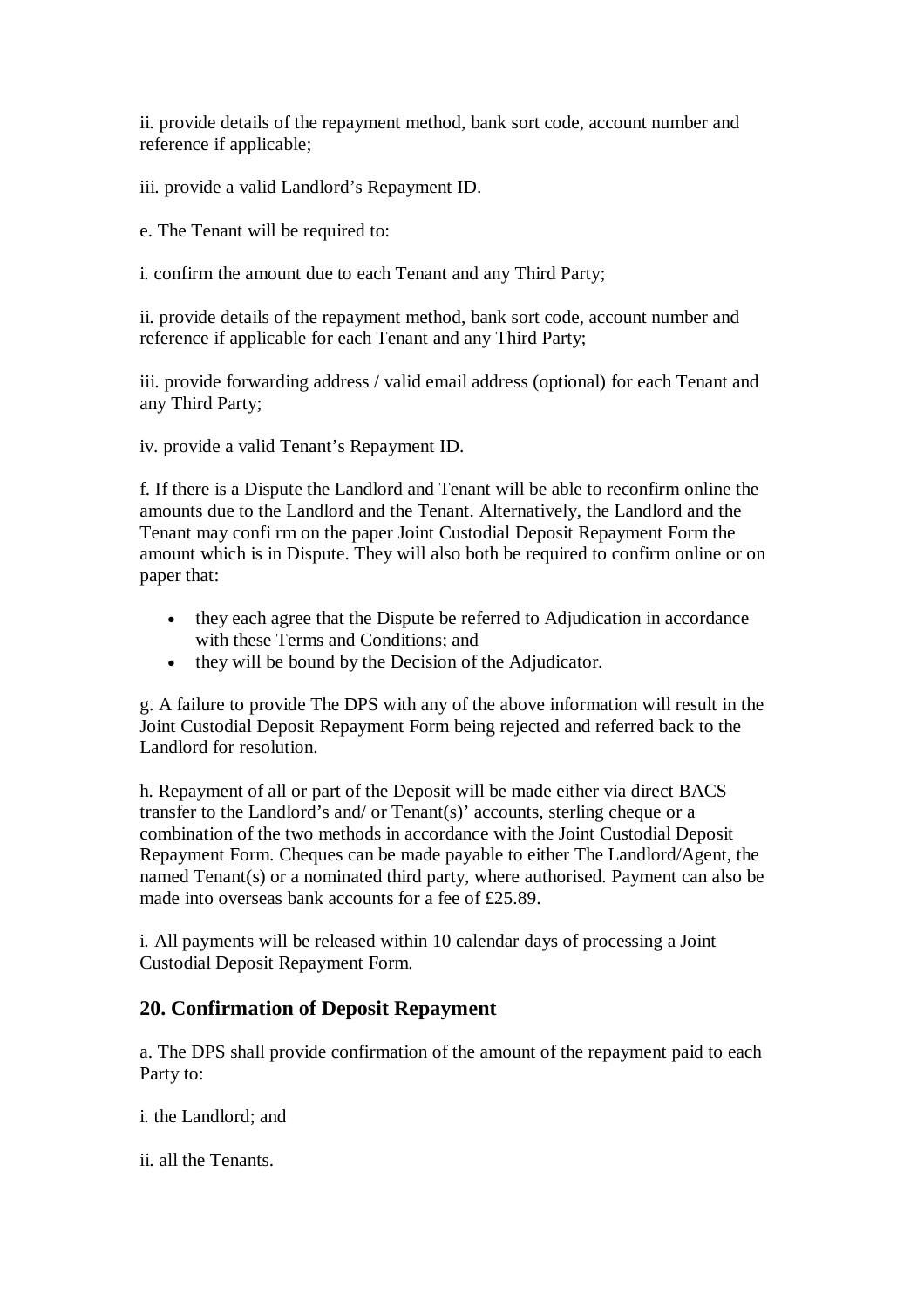ii. provide details of the repayment method, bank sort code, account number and reference if applicable;

iii. provide a valid Landlord's Repayment ID.

e. The Tenant will be required to:

i. confirm the amount due to each Tenant and any Third Party;

ii. provide details of the repayment method, bank sort code, account number and reference if applicable for each Tenant and any Third Party;

iii. provide forwarding address / valid email address (optional) for each Tenant and any Third Party;

iv. provide a valid Tenant's Repayment ID.

f. If there is a Dispute the Landlord and Tenant will be able to reconfirm online the amounts due to the Landlord and the Tenant. Alternatively, the Landlord and the Tenant may confi rm on the paper Joint Custodial Deposit Repayment Form the amount which is in Dispute. They will also both be required to confirm online or on paper that:

- they each agree that the Dispute be referred to Adjudication in accordance with these Terms and Conditions; and
- they will be bound by the Decision of the Adjudicator.

g. A failure to provide The DPS with any of the above information will result in the Joint Custodial Deposit Repayment Form being rejected and referred back to the Landlord for resolution.

h. Repayment of all or part of the Deposit will be made either via direct BACS transfer to the Landlord's and/ or Tenant(s)' accounts, sterling cheque or a combination of the two methods in accordance with the Joint Custodial Deposit Repayment Form. Cheques can be made payable to either The Landlord/Agent, the named Tenant(s) or a nominated third party, where authorised. Payment can also be made into overseas bank accounts for a fee of £25.89.

i. All payments will be released within 10 calendar days of processing a Joint Custodial Deposit Repayment Form.

## 20. Confirmation of Deposit Repayment

a. The DPS shall provide confirmation of the amount of the repayment paid to each Party to:

i. the Landlord; and

ii. all the Tenants.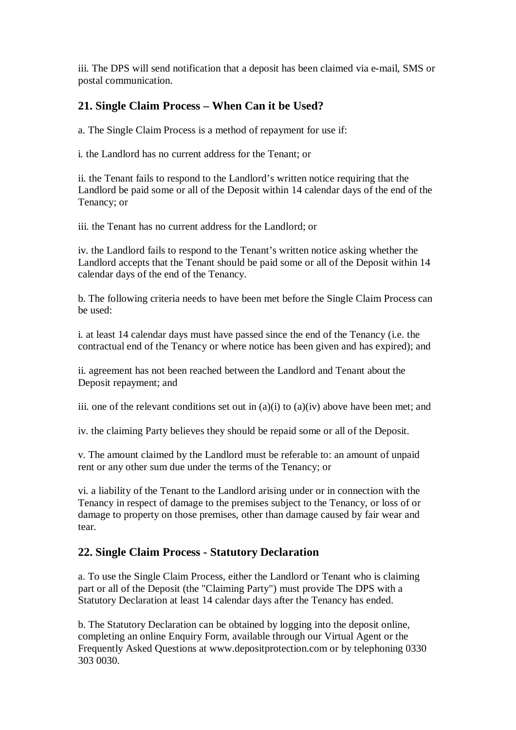iii. The DPS will send notification that a deposit has been claimed via e-mail, SMS or postal communication.

## 21. Single Claim Process – When Can it be Used?

a. The Single Claim Process is a method of repayment for use if:

i. the Landlord has no current address for the Tenant; or

ii. the Tenant fails to respond to the Landlord's written notice requiring that the Landlord be paid some or all of the Deposit within 14 calendar days of the end of the Tenancy; or

iii. the Tenant has no current address for the Landlord; or

iv. the Landlord fails to respond to the Tenant's written notice asking whether the Landlord accepts that the Tenant should be paid some or all of the Deposit within 14 calendar days of the end of the Tenancy.

b. The following criteria needs to have been met before the Single Claim Process can be used:

i. at least 14 calendar days must have passed since the end of the Tenancy (i.e. the contractual end of the Tenancy or where notice has been given and has expired); and

ii. agreement has not been reached between the Landlord and Tenant about the Deposit repayment; and

iii. one of the relevant conditions set out in (a)(i) to (a)(iv) above have been met; and

iv. the claiming Party believes they should be repaid some or all of the Deposit.

v. The amount claimed by the Landlord must be referable to: an amount of unpaid rent or any other sum due under the terms of the Tenancy; or

vi. a liability of the Tenant to the Landlord arising under or in connection with the Tenancy in respect of damage to the premises subject to the Tenancy, or loss of or damage to property on those premises, other than damage caused by fair wear and tear.

## 22. Single Claim Process - Statutory Declaration

a. To use the Single Claim Process, either the Landlord or Tenant who is claiming part or all of the Deposit (the "Claiming Party") must provide The DPS with a Statutory Declaration at least 14 calendar days after the Tenancy has ended.

b. The Statutory Declaration can be obtained by logging into the deposit online, completing an online Enquiry Form, available through our Virtual Agent or the Frequently Asked Questions at www.depositprotection.com or by telephoning 0330 303 0030.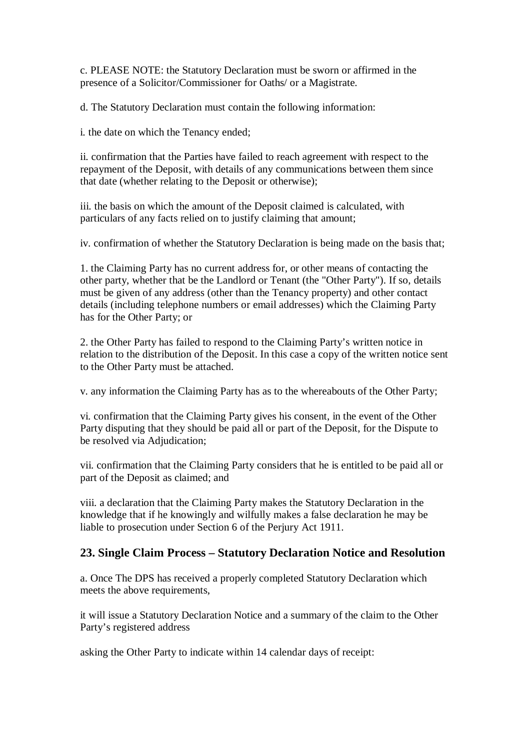c. PLEASE NOTE: the Statutory Declaration must be sworn or affirmed in the presence of a Solicitor/Commissioner for Oaths/ or a Magistrate.

d. The Statutory Declaration must contain the following information:

i. the date on which the Tenancy ended;

ii. confirmation that the Parties have failed to reach agreement with respect to the repayment of the Deposit, with details of any communications between them since that date (whether relating to the Deposit or otherwise);

iii. the basis on which the amount of the Deposit claimed is calculated, with particulars of any facts relied on to justify claiming that amount;

iv. confirmation of whether the Statutory Declaration is being made on the basis that;

1. the Claiming Party has no current address for, or other means of contacting the other party, whether that be the Landlord or Tenant (the "Other Party"). If so, details must be given of any address (other than the Tenancy property) and other contact details (including telephone numbers or email addresses) which the Claiming Party has for the Other Party; or

2. the Other Party has failed to respond to the Claiming Party's written notice in relation to the distribution of the Deposit. In this case a copy of the written notice sent to the Other Party must be attached.

v. any information the Claiming Party has as to the whereabouts of the Other Party;

vi. confirmation that the Claiming Party gives his consent, in the event of the Other Party disputing that they should be paid all or part of the Deposit, for the Dispute to be resolved via Adjudication;

vii. confirmation that the Claiming Party considers that he is entitled to be paid all or part of the Deposit as claimed; and

viii. a declaration that the Claiming Party makes the Statutory Declaration in the knowledge that if he knowingly and wilfully makes a false declaration he may be liable to prosecution under Section 6 of the Perjury Act 1911.

## 23. Single Claim Process – Statutory Declaration Notice and Resolution

a. Once The DPS has received a properly completed Statutory Declaration which meets the above requirements,

it will issue a Statutory Declaration Notice and a summary of the claim to the Other Party's registered address

asking the Other Party to indicate within 14 calendar days of receipt: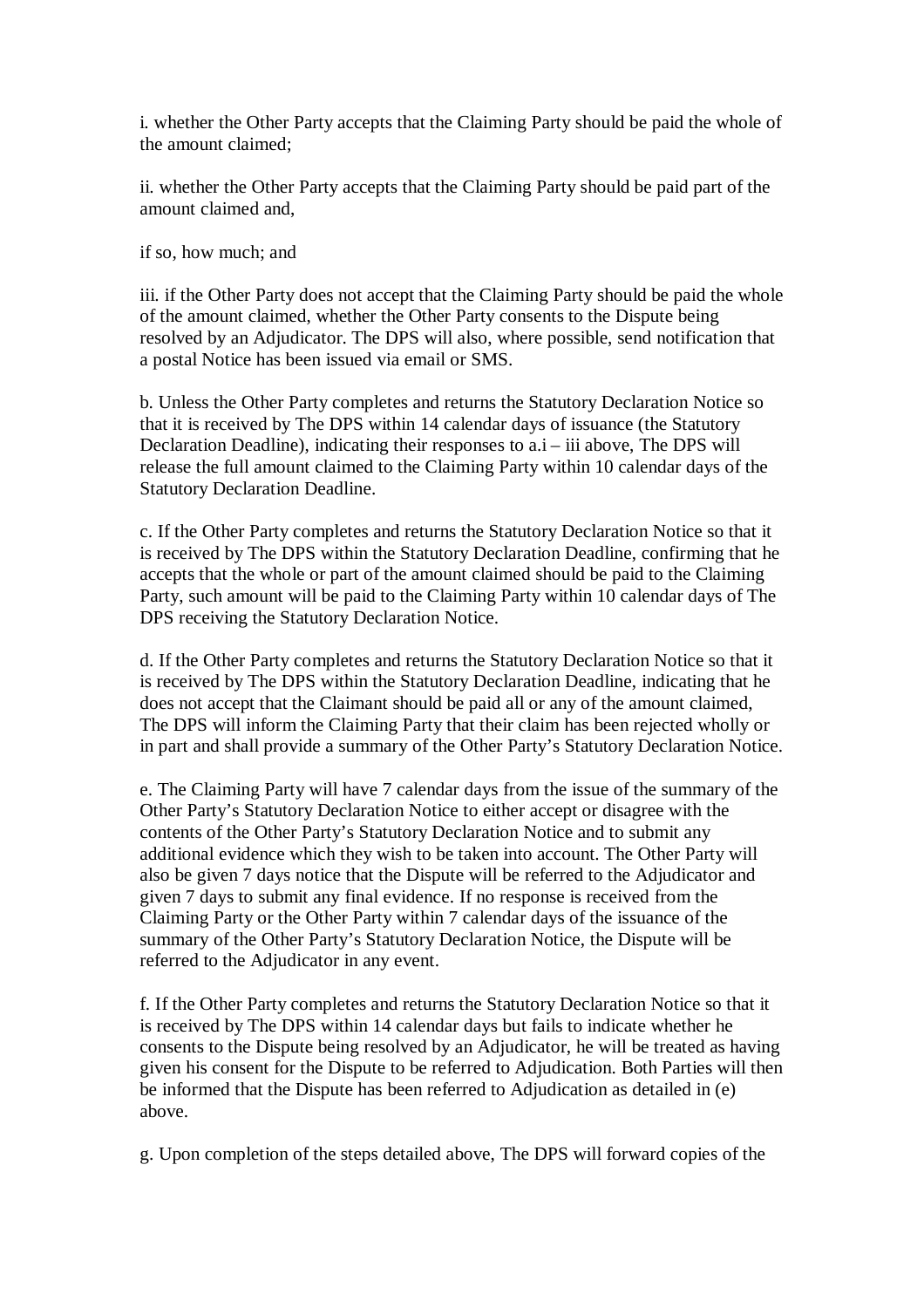i. whether the Other Party accepts that the Claiming Party should be paid the whole of the amount claimed;

ii. whether the Other Party accepts that the Claiming Party should be paid part of the amount claimed and,

if so, how much; and

iii. if the Other Party does not accept that the Claiming Party should be paid the whole of the amount claimed, whether the Other Party consents to the Dispute being resolved by an Adjudicator. The DPS will also, where possible, send notification that a postal Notice has been issued via email or SMS.

b. Unless the Other Party completes and returns the Statutory Declaration Notice so that it is received by The DPS within 14 calendar days of issuance (the Statutory Declaration Deadline), indicating their responses to a.i – iii above, The DPS will release the full amount claimed to the Claiming Party within 10 calendar days of the Statutory Declaration Deadline.

c. If the Other Party completes and returns the Statutory Declaration Notice so that it is received by The DPS within the Statutory Declaration Deadline, confirming that he accepts that the whole or part of the amount claimed should be paid to the Claiming Party, such amount will be paid to the Claiming Party within 10 calendar days of The DPS receiving the Statutory Declaration Notice.

d. If the Other Party completes and returns the Statutory Declaration Notice so that it is received by The DPS within the Statutory Declaration Deadline, indicating that he does not accept that the Claimant should be paid all or any of the amount claimed, The DPS will inform the Claiming Party that their claim has been rejected wholly or in part and shall provide a summary of the Other Party's Statutory Declaration Notice.

e. The Claiming Party will have 7 calendar days from the issue of the summary of the Other Party's Statutory Declaration Notice to either accept or disagree with the contents of the Other Party's Statutory Declaration Notice and to submit any additional evidence which they wish to be taken into account. The Other Party will also be given 7 days notice that the Dispute will be referred to the Adjudicator and given 7 days to submit any final evidence. If no response is received from the Claiming Party or the Other Party within 7 calendar days of the issuance of the summary of the Other Party's Statutory Declaration Notice, the Dispute will be referred to the Adjudicator in any event.

f. If the Other Party completes and returns the Statutory Declaration Notice so that it is received by The DPS within 14 calendar days but fails to indicate whether he consents to the Dispute being resolved by an Adjudicator, he will be treated as having given his consent for the Dispute to be referred to Adjudication. Both Parties will then be informed that the Dispute has been referred to Adjudication as detailed in (e) above.

g. Upon completion of the steps detailed above, The DPS will forward copies of the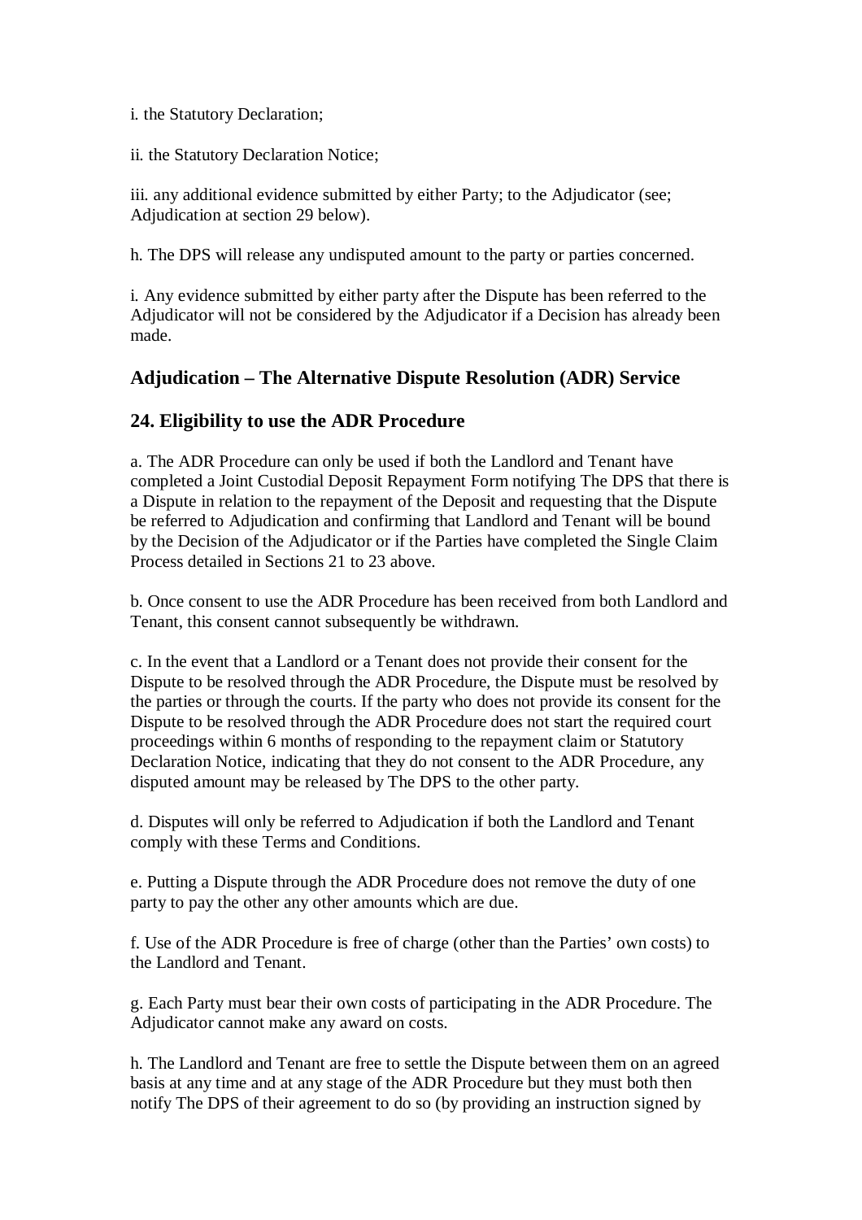i. the Statutory Declaration;

ii. the Statutory Declaration Notice;

iii. any additional evidence submitted by either Party; to the Adjudicator (see; Adjudication at section 29 below).

h. The DPS will release any undisputed amount to the party or parties concerned.

i. Any evidence submitted by either party after the Dispute has been referred to the Adjudicator will not be considered by the Adjudicator if a Decision has already been made.

## Adjudication – The Alternative Dispute Resolution (ADR) Service

## 24. Eligibility to use the ADR Procedure

a. The ADR Procedure can only be used if both the Landlord and Tenant have completed a Joint Custodial Deposit Repayment Form notifying The DPS that there is a Dispute in relation to the repayment of the Deposit and requesting that the Dispute be referred to Adjudication and confirming that Landlord and Tenant will be bound by the Decision of the Adjudicator or if the Parties have completed the Single Claim Process detailed in Sections 21 to 23 above.

b. Once consent to use the ADR Procedure has been received from both Landlord and Tenant, this consent cannot subsequently be withdrawn.

c. In the event that a Landlord or a Tenant does not provide their consent for the Dispute to be resolved through the ADR Procedure, the Dispute must be resolved by the parties or through the courts. If the party who does not provide its consent for the Dispute to be resolved through the ADR Procedure does not start the required court proceedings within 6 months of responding to the repayment claim or Statutory Declaration Notice, indicating that they do not consent to the ADR Procedure, any disputed amount may be released by The DPS to the other party.

d. Disputes will only be referred to Adjudication if both the Landlord and Tenant comply with these Terms and Conditions.

e. Putting a Dispute through the ADR Procedure does not remove the duty of one party to pay the other any other amounts which are due.

f. Use of the ADR Procedure is free of charge (other than the Parties' own costs) to the Landlord and Tenant.

g. Each Party must bear their own costs of participating in the ADR Procedure. The Adjudicator cannot make any award on costs.

h. The Landlord and Tenant are free to settle the Dispute between them on an agreed basis at any time and at any stage of the ADR Procedure but they must both then notify The DPS of their agreement to do so (by providing an instruction signed by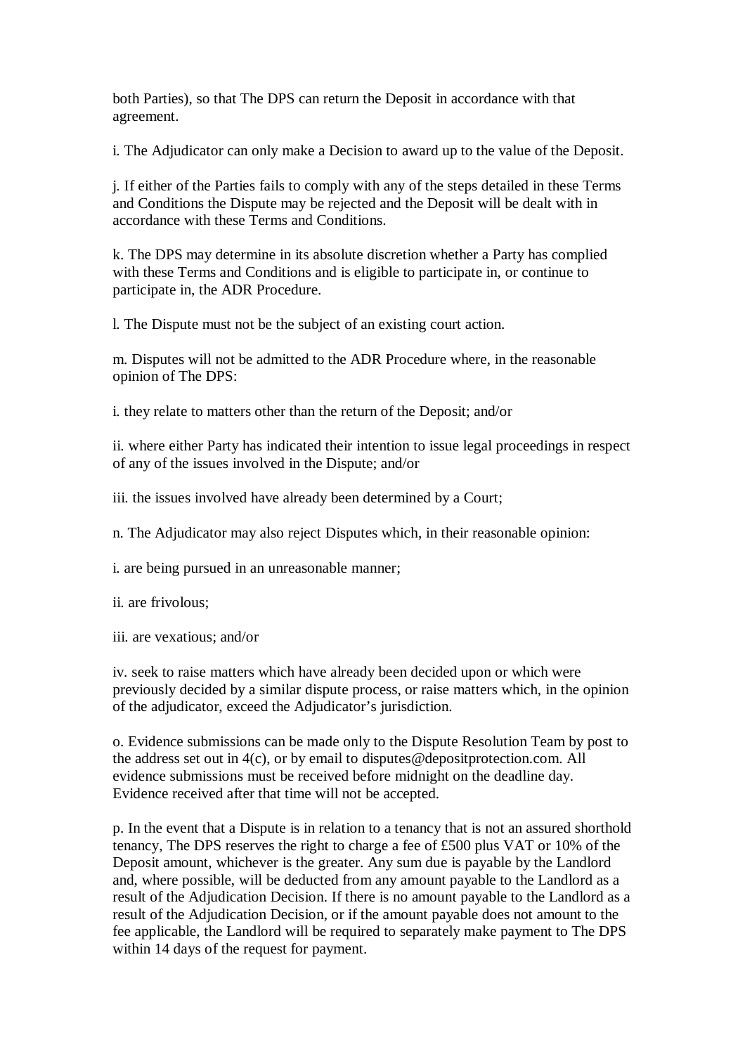both Parties), so that The DPS can return the Deposit in accordance with that agreement.

i. The Adjudicator can only make a Decision to award up to the value of the Deposit.

j. If either of the Parties fails to comply with any of the steps detailed in these Terms and Conditions the Dispute may be rejected and the Deposit will be dealt with in accordance with these Terms and Conditions.

k. The DPS may determine in its absolute discretion whether a Party has complied with these Terms and Conditions and is eligible to participate in, or continue to participate in, the ADR Procedure.

l. The Dispute must not be the subject of an existing court action.

m. Disputes will not be admitted to the ADR Procedure where, in the reasonable opinion of The DPS:

i. they relate to matters other than the return of the Deposit; and/or

ii. where either Party has indicated their intention to issue legal proceedings in respect of any of the issues involved in the Dispute; and/or

iii. the issues involved have already been determined by a Court;

n. The Adjudicator may also reject Disputes which, in their reasonable opinion:

i. are being pursued in an unreasonable manner;

ii. are frivolous;

iii. are vexatious; and/or

iv. seek to raise matters which have already been decided upon or which were previously decided by a similar dispute process, or raise matters which, in the opinion of the adjudicator, exceed the Adjudicator's jurisdiction.

o. Evidence submissions can be made only to the Dispute Resolution Team by post to the address set out in 4(c), or by email to disputes@depositprotection.com. All evidence submissions must be received before midnight on the deadline day. Evidence received after that time will not be accepted.

p. In the event that a Dispute is in relation to a tenancy that is not an assured shorthold tenancy, The DPS reserves the right to charge a fee of £500 plus VAT or 10% of the Deposit amount, whichever is the greater. Any sum due is payable by the Landlord and, where possible, will be deducted from any amount payable to the Landlord as a result of the Adjudication Decision. If there is no amount payable to the Landlord as a result of the Adjudication Decision, or if the amount payable does not amount to the fee applicable, the Landlord will be required to separately make payment to The DPS within 14 days of the request for payment.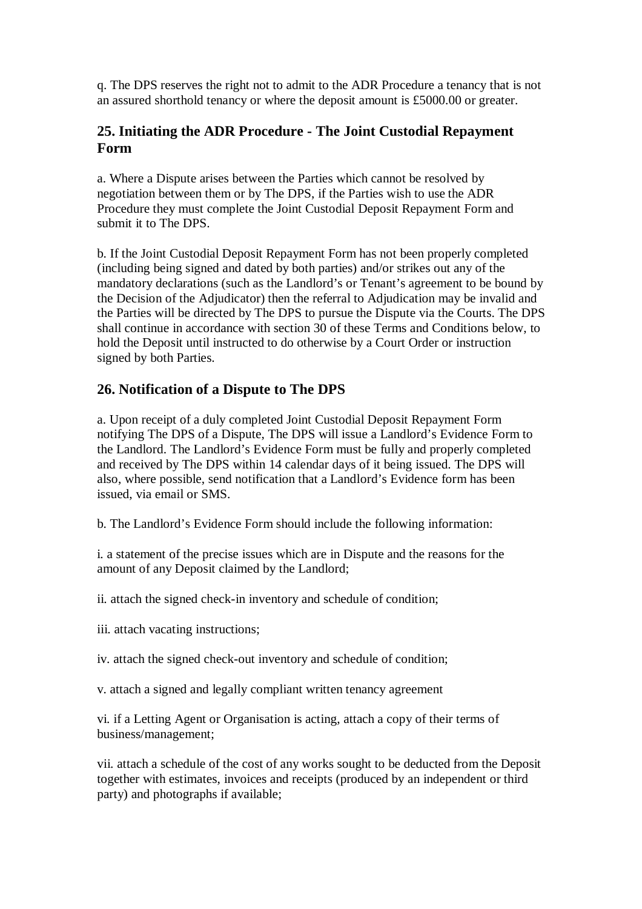q. The DPS reserves the right not to admit to the ADR Procedure a tenancy that is not an assured shorthold tenancy or where the deposit amount is £5000.00 or greater.

## 25. Initiating the ADR Procedure - The Joint Custodial Repayment Form

a. Where a Dispute arises between the Parties which cannot be resolved by negotiation between them or by The DPS, if the Parties wish to use the ADR Procedure they must complete the Joint Custodial Deposit Repayment Form and submit it to The DPS.

b. If the Joint Custodial Deposit Repayment Form has not been properly completed (including being signed and dated by both parties) and/or strikes out any of the mandatory declarations (such as the Landlord's or Tenant's agreement to be bound by the Decision of the Adjudicator) then the referral to Adjudication may be invalid and the Parties will be directed by The DPS to pursue the Dispute via the Courts. The DPS shall continue in accordance with section 30 of these Terms and Conditions below, to hold the Deposit until instructed to do otherwise by a Court Order or instruction signed by both Parties.

## 26. Notification of a Dispute to The DPS

a. Upon receipt of a duly completed Joint Custodial Deposit Repayment Form notifying The DPS of a Dispute, The DPS will issue a Landlord's Evidence Form to the Landlord. The Landlord's Evidence Form must be fully and properly completed and received by The DPS within 14 calendar days of it being issued. The DPS will also, where possible, send notification that a Landlord's Evidence form has been issued, via email or SMS.

b. The Landlord's Evidence Form should include the following information:

i. a statement of the precise issues which are in Dispute and the reasons for the amount of any Deposit claimed by the Landlord;

ii. attach the signed check-in inventory and schedule of condition;

iii. attach vacating instructions;

iv. attach the signed check-out inventory and schedule of condition;

v. attach a signed and legally compliant written tenancy agreement

vi. if a Letting Agent or Organisation is acting, attach a copy of their terms of business/management;

vii. attach a schedule of the cost of any works sought to be deducted from the Deposit together with estimates, invoices and receipts (produced by an independent or third party) and photographs if available;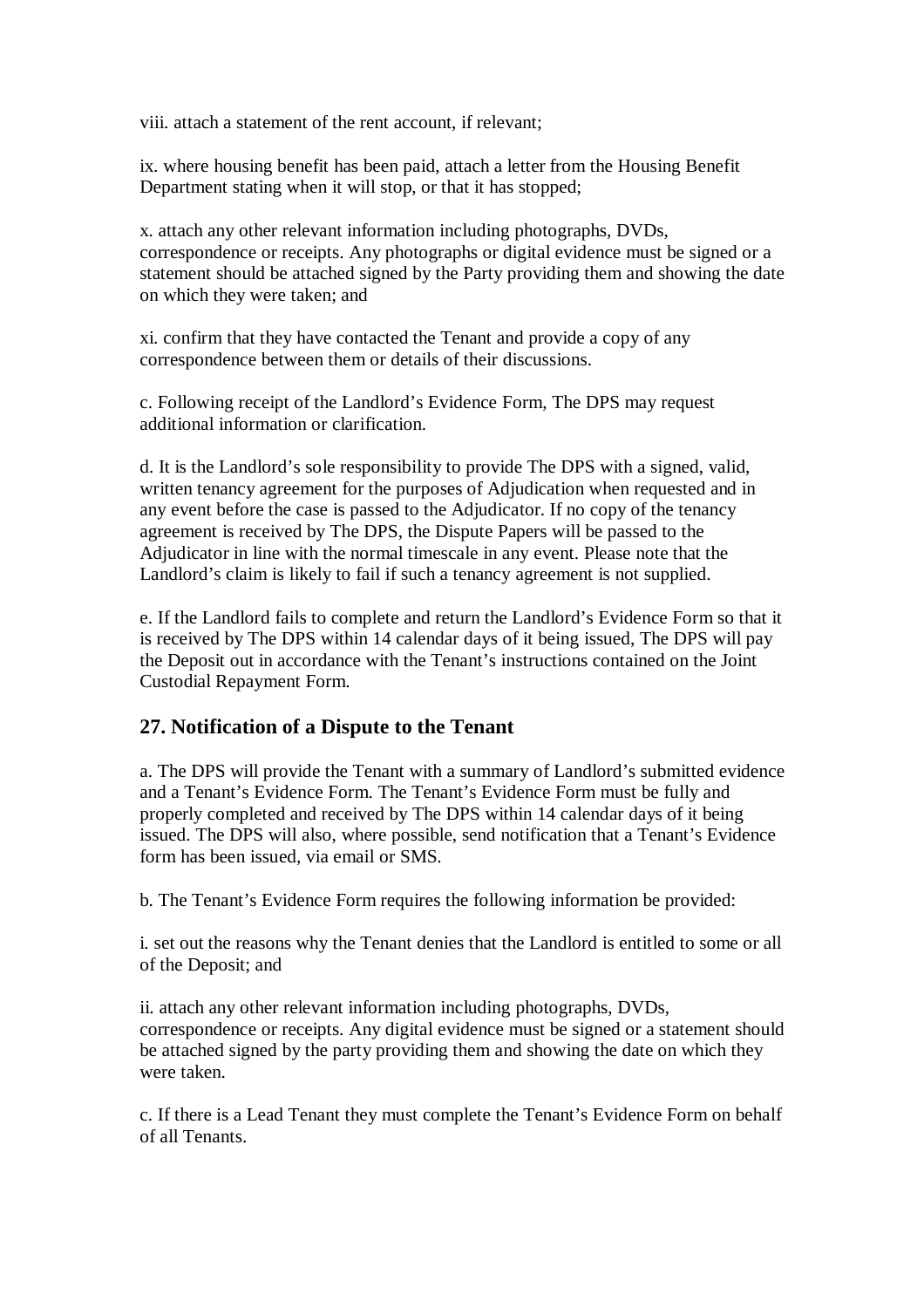viii. attach a statement of the rent account, if relevant;

ix. where housing benefit has been paid, attach a letter from the Housing Benefit Department stating when it will stop, or that it has stopped;

x. attach any other relevant information including photographs, DVDs, correspondence or receipts. Any photographs or digital evidence must be signed or a statement should be attached signed by the Party providing them and showing the date on which they were taken; and

xi. confirm that they have contacted the Tenant and provide a copy of any correspondence between them or details of their discussions.

c. Following receipt of the Landlord's Evidence Form, The DPS may request additional information or clarification.

d. It is the Landlord's sole responsibility to provide The DPS with a signed, valid, written tenancy agreement for the purposes of Adjudication when requested and in any event before the case is passed to the Adjudicator. If no copy of the tenancy agreement is received by The DPS, the Dispute Papers will be passed to the Adjudicator in line with the normal timescale in any event. Please note that the Landlord's claim is likely to fail if such a tenancy agreement is not supplied.

e. If the Landlord fails to complete and return the Landlord's Evidence Form so that it is received by The DPS within 14 calendar days of it being issued, The DPS will pay the Deposit out in accordance with the Tenant's instructions contained on the Joint Custodial Repayment Form.

## 27. Notification of a Dispute to the Tenant

a. The DPS will provide the Tenant with a summary of Landlord's submitted evidence and a Tenant's Evidence Form. The Tenant's Evidence Form must be fully and properly completed and received by The DPS within 14 calendar days of it being issued. The DPS will also, where possible, send notification that a Tenant's Evidence form has been issued, via email or SMS.

b. The Tenant's Evidence Form requires the following information be provided:

i. set out the reasons why the Tenant denies that the Landlord is entitled to some or all of the Deposit; and

ii. attach any other relevant information including photographs, DVDs, correspondence or receipts. Any digital evidence must be signed or a statement should be attached signed by the party providing them and showing the date on which they were taken.

c. If there is a Lead Tenant they must complete the Tenant's Evidence Form on behalf of all Tenants.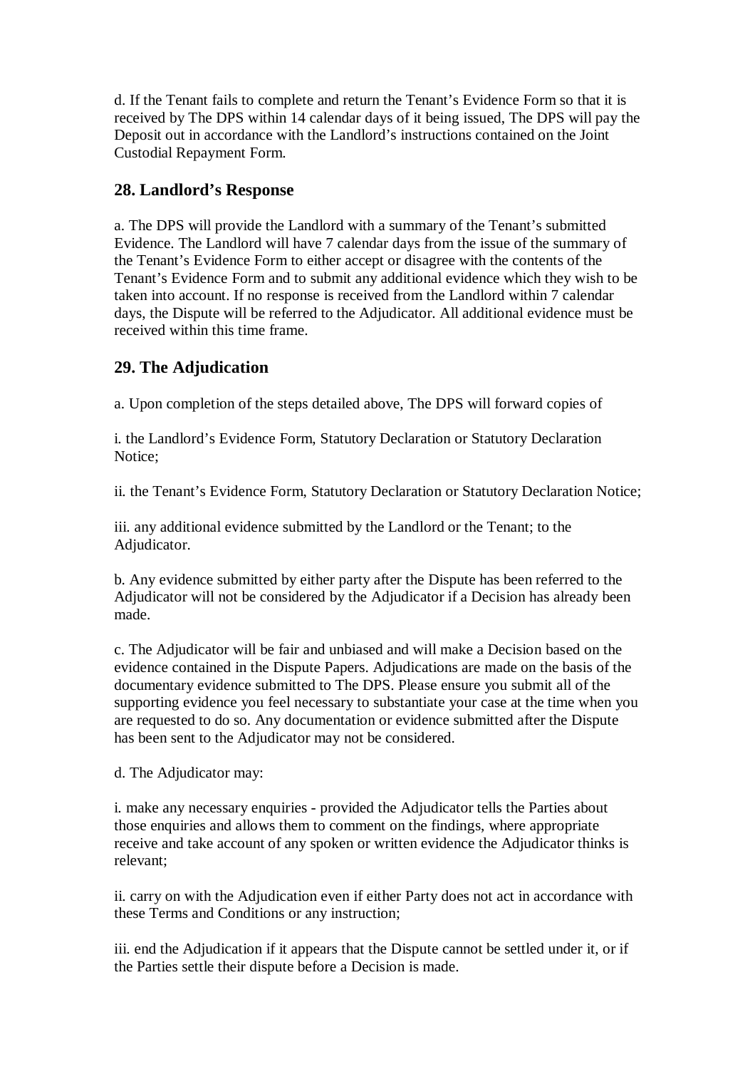d. If the Tenant fails to complete and return the Tenant's Evidence Form so that it is received by The DPS within 14 calendar days of it being issued, The DPS will pay the Deposit out in accordance with the Landlord's instructions contained on the Joint Custodial Repayment Form.

## 28. Landlord's Response

a. The DPS will provide the Landlord with a summary of the Tenant's submitted Evidence. The Landlord will have 7 calendar days from the issue of the summary of the Tenant's Evidence Form to either accept or disagree with the contents of the Tenant's Evidence Form and to submit any additional evidence which they wish to be taken into account. If no response is received from the Landlord within 7 calendar days, the Dispute will be referred to the Adjudicator. All additional evidence must be received within this time frame.

## 29. The Adjudication

a. Upon completion of the steps detailed above, The DPS will forward copies of

i. the Landlord's Evidence Form, Statutory Declaration or Statutory Declaration Notice;

ii. the Tenant's Evidence Form, Statutory Declaration or Statutory Declaration Notice;

iii. any additional evidence submitted by the Landlord or the Tenant; to the Adjudicator.

b. Any evidence submitted by either party after the Dispute has been referred to the Adjudicator will not be considered by the Adjudicator if a Decision has already been made.

c. The Adjudicator will be fair and unbiased and will make a Decision based on the evidence contained in the Dispute Papers. Adjudications are made on the basis of the documentary evidence submitted to The DPS. Please ensure you submit all of the supporting evidence you feel necessary to substantiate your case at the time when you are requested to do so. Any documentation or evidence submitted after the Dispute has been sent to the Adjudicator may not be considered.

d. The Adjudicator may:

i. make any necessary enquiries - provided the Adjudicator tells the Parties about those enquiries and allows them to comment on the findings, where appropriate receive and take account of any spoken or written evidence the Adjudicator thinks is relevant;

ii. carry on with the Adjudication even if either Party does not act in accordance with these Terms and Conditions or any instruction;

iii. end the Adjudication if it appears that the Dispute cannot be settled under it, or if the Parties settle their dispute before a Decision is made.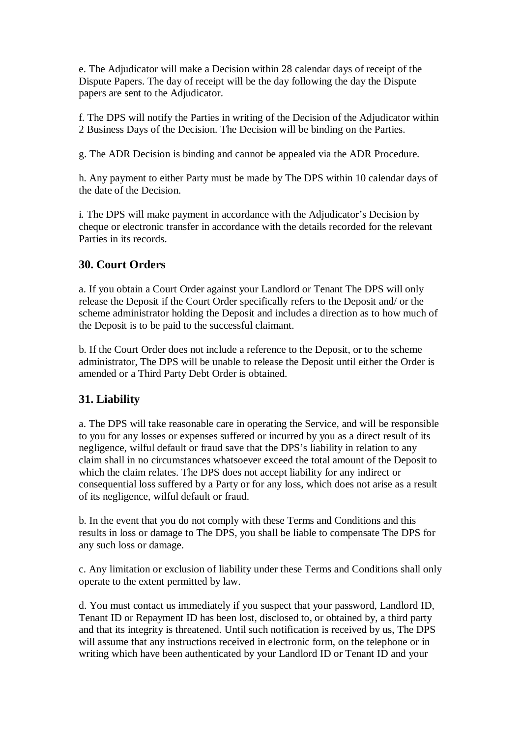e. The Adjudicator will make a Decision within 28 calendar days of receipt of the Dispute Papers. The day of receipt will be the day following the day the Dispute papers are sent to the Adjudicator.

f. The DPS will notify the Parties in writing of the Decision of the Adjudicator within 2 Business Days of the Decision. The Decision will be binding on the Parties.

g. The ADR Decision is binding and cannot be appealed via the ADR Procedure.

h. Any payment to either Party must be made by The DPS within 10 calendar days of the date of the Decision.

i. The DPS will make payment in accordance with the Adjudicator's Decision by cheque or electronic transfer in accordance with the details recorded for the relevant Parties in its records.

## 30. Court Orders

a. If you obtain a Court Order against your Landlord or Tenant The DPS will only release the Deposit if the Court Order specifically refers to the Deposit and/ or the scheme administrator holding the Deposit and includes a direction as to how much of the Deposit is to be paid to the successful claimant.

b. If the Court Order does not include a reference to the Deposit, or to the scheme administrator, The DPS will be unable to release the Deposit until either the Order is amended or a Third Party Debt Order is obtained.

## 31. Liability

a. The DPS will take reasonable care in operating the Service, and will be responsible to you for any losses or expenses suffered or incurred by you as a direct result of its negligence, wilful default or fraud save that the DPS's liability in relation to any claim shall in no circumstances whatsoever exceed the total amount of the Deposit to which the claim relates. The DPS does not accept liability for any indirect or consequential loss suffered by a Party or for any loss, which does not arise as a result of its negligence, wilful default or fraud.

b. In the event that you do not comply with these Terms and Conditions and this results in loss or damage to The DPS, you shall be liable to compensate The DPS for any such loss or damage.

c. Any limitation or exclusion of liability under these Terms and Conditions shall only operate to the extent permitted by law.

d. You must contact us immediately if you suspect that your password, Landlord ID, Tenant ID or Repayment ID has been lost, disclosed to, or obtained by, a third party and that its integrity is threatened. Until such notification is received by us, The DPS will assume that any instructions received in electronic form, on the telephone or in writing which have been authenticated by your Landlord ID or Tenant ID and your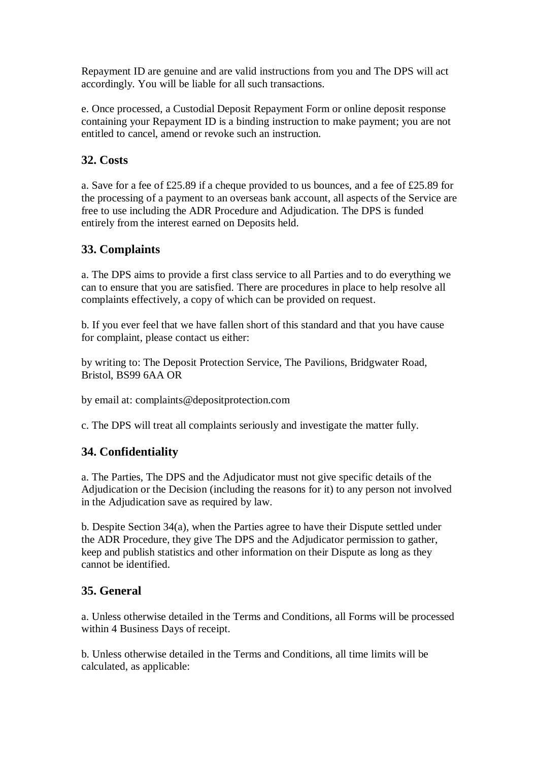Repayment ID are genuine and are valid instructions from you and The DPS will act accordingly. You will be liable for all such transactions.

e. Once processed, a Custodial Deposit Repayment Form or online deposit response containing your Repayment ID is a binding instruction to make payment; you are not entitled to cancel, amend or revoke such an instruction.

### 32. Costs

a. Save for a fee of £25.89 if a cheque provided to us bounces, and a fee of £25.89 for the processing of a payment to an overseas bank account, all aspects of the Service are free to use including the ADR Procedure and Adjudication. The DPS is funded entirely from the interest earned on Deposits held.

### 33. Complaints

a. The DPS aims to provide a first class service to all Parties and to do everything we can to ensure that you are satisfied. There are procedures in place to help resolve all complaints effectively, a copy of which can be provided on request.

b. If you ever feel that we have fallen short of this standard and that you have cause for complaint, please contact us either:

by writing to: The Deposit Protection Service, The Pavilions, Bridgwater Road, Bristol, BS99 6AA OR

by email at: complaints@depositprotection.com

c. The DPS will treat all complaints seriously and investigate the matter fully.

### 34. Confidentiality

a. The Parties, The DPS and the Adjudicator must not give specific details of the Adjudication or the Decision (including the reasons for it) to any person not involved in the Adjudication save as required by law.

b. Despite Section 34(a), when the Parties agree to have their Dispute settled under the ADR Procedure, they give The DPS and the Adjudicator permission to gather, keep and publish statistics and other information on their Dispute as long as they cannot be identified.

### 35. General

a. Unless otherwise detailed in the Terms and Conditions, all Forms will be processed within 4 Business Days of receipt.

b. Unless otherwise detailed in the Terms and Conditions, all time limits will be calculated, as applicable: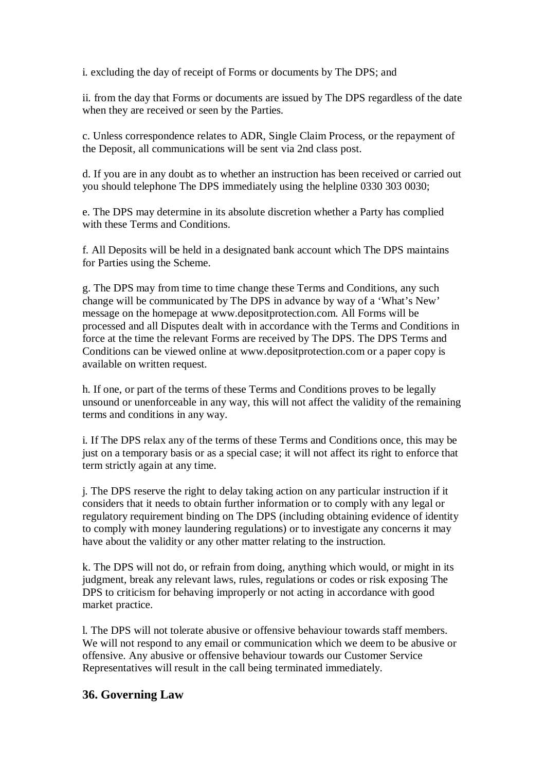i. excluding the day of receipt of Forms or documents by The DPS; and

ii. from the day that Forms or documents are issued by The DPS regardless of the date when they are received or seen by the Parties.

c. Unless correspondence relates to ADR, Single Claim Process, or the repayment of the Deposit, all communications will be sent via 2nd class post.

d. If you are in any doubt as to whether an instruction has been received or carried out you should telephone The DPS immediately using the helpline 0330 303 0030;

e. The DPS may determine in its absolute discretion whether a Party has complied with these Terms and Conditions.

f. All Deposits will be held in a designated bank account which The DPS maintains for Parties using the Scheme.

g. The DPS may from time to time change these Terms and Conditions, any such change will be communicated by The DPS in advance by way of a 'What's New' message on the homepage at www.depositprotection.com. All Forms will be processed and all Disputes dealt with in accordance with the Terms and Conditions in force at the time the relevant Forms are received by The DPS. The DPS Terms and Conditions can be viewed online at www.depositprotection.com or a paper copy is available on written request.

h. If one, or part of the terms of these Terms and Conditions proves to be legally unsound or unenforceable in any way, this will not affect the validity of the remaining terms and conditions in any way.

i. If The DPS relax any of the terms of these Terms and Conditions once, this may be just on a temporary basis or as a special case; it will not affect its right to enforce that term strictly again at any time.

j. The DPS reserve the right to delay taking action on any particular instruction if it considers that it needs to obtain further information or to comply with any legal or regulatory requirement binding on The DPS (including obtaining evidence of identity to comply with money laundering regulations) or to investigate any concerns it may have about the validity or any other matter relating to the instruction.

k. The DPS will not do, or refrain from doing, anything which would, or might in its judgment, break any relevant laws, rules, regulations or codes or risk exposing The DPS to criticism for behaving improperly or not acting in accordance with good market practice.

l. The DPS will not tolerate abusive or offensive behaviour towards staff members. We will not respond to any email or communication which we deem to be abusive or offensive. Any abusive or offensive behaviour towards our Customer Service Representatives will result in the call being terminated immediately.

## 36. Governing Law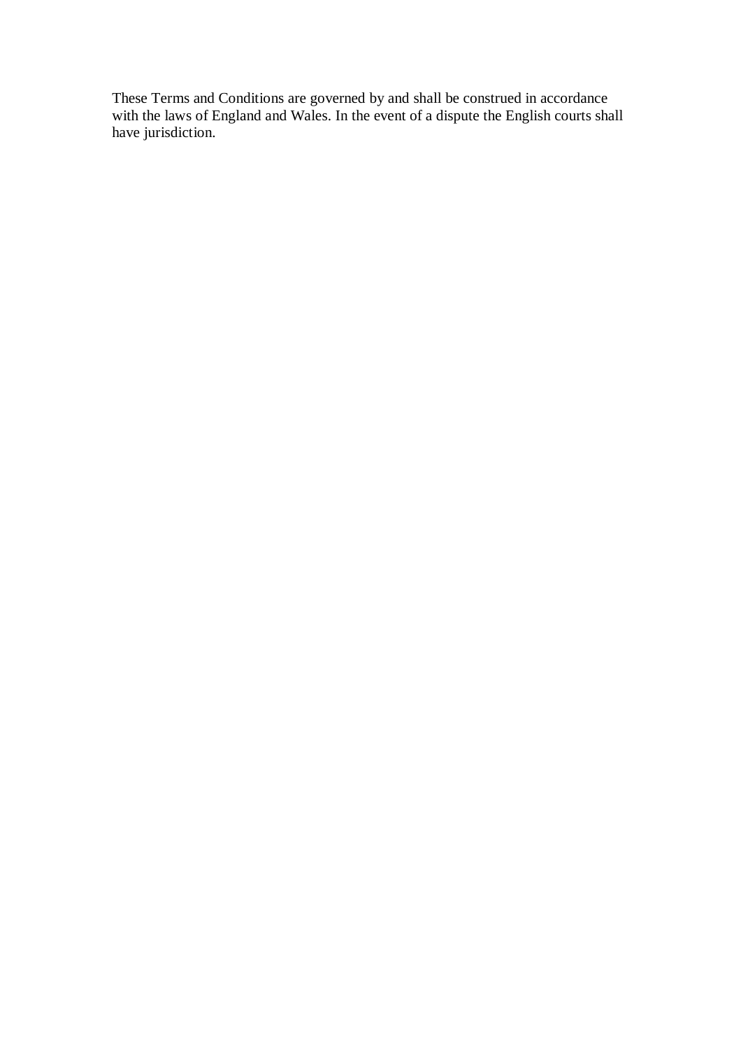These Terms and Conditions are governed by and shall be construed in accordance with the laws of England and Wales. In the event of a dispute the English courts shall have jurisdiction.